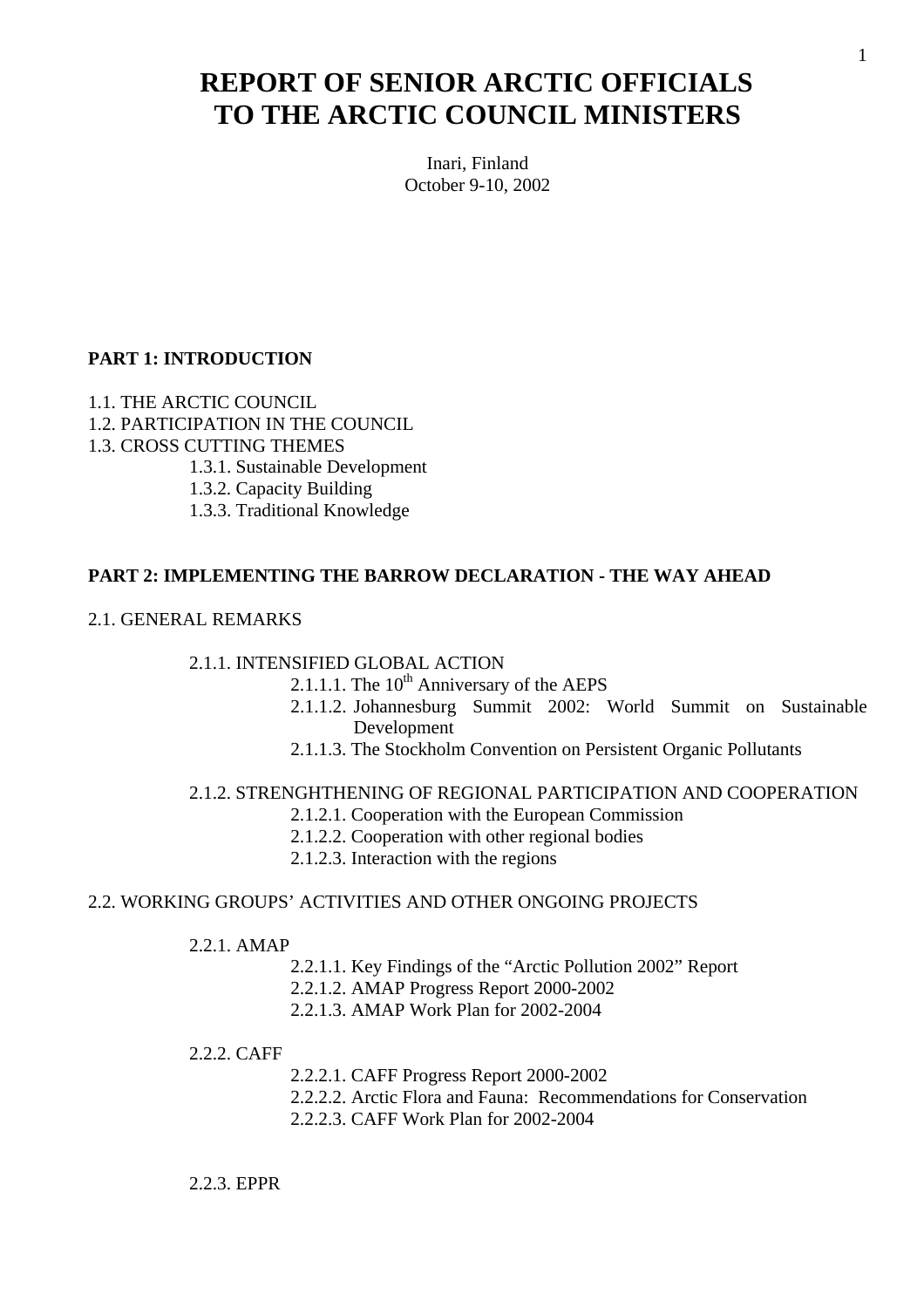# REPORT OF SENIOR ARCTIC OFFICIALS TO THE ARCTIC COUNCIL MINISTERS

Inari, Finland
October 9-10, 2002

**PART 1: INTRODUCTION**

1.1. THE ARCTIC COUNCIL
1.2. PARTICIPATION IN THE COUNCIL
1.3. CROSS CUTTING THEMES
- 1.3.1. Sustainable Development
- 1.3.2. Capacity Building
- 1.3.3. Traditional Knowledge

**PART 2: IMPLEMENTING THE BARROW DECLARATION - THE WAY AHEAD**

2.1. GENERAL REMARKS

- 2.1.1. INTENSIFIED GLOBAL ACTION
  - 2.1.1.1. The 10th Anniversary of the AEPS
  - 2.1.1.2. Johannesburg Summit 2002: World Summit on Sustainable Development
  - 2.1.1.3. The Stockholm Convention on Persistent Organic Pollutants

- 2.1.2. STRENGHTHENING OF REGIONAL PARTICIPATION AND COOPERATION
  - 2.1.2.1. Cooperation with the European Commission
  - 2.1.2.2. Cooperation with other regional bodies
  - 2.1.2.3. Interaction with the regions

2.2. WORKING GROUPS' ACTIVITIES AND OTHER ONGOING PROJECTS

- 2.2.1. AMAP
  - 2.2.1.1. Key Findings of the "Arctic Pollution 2002" Report
  - 2.2.1.2. AMAP Progress Report 2000-2002
  - 2.2.1.3. AMAP Work Plan for 2002-2004

- 2.2.2. CAFF
  - 2.2.2.1. CAFF Progress Report 2000-2002
  - 2.2.2.2. Arctic Flora and Fauna: Recommendations for Conservation
  - 2.2.2.3. CAFF Work Plan for 2002-2004

- 2.2.3. EPPR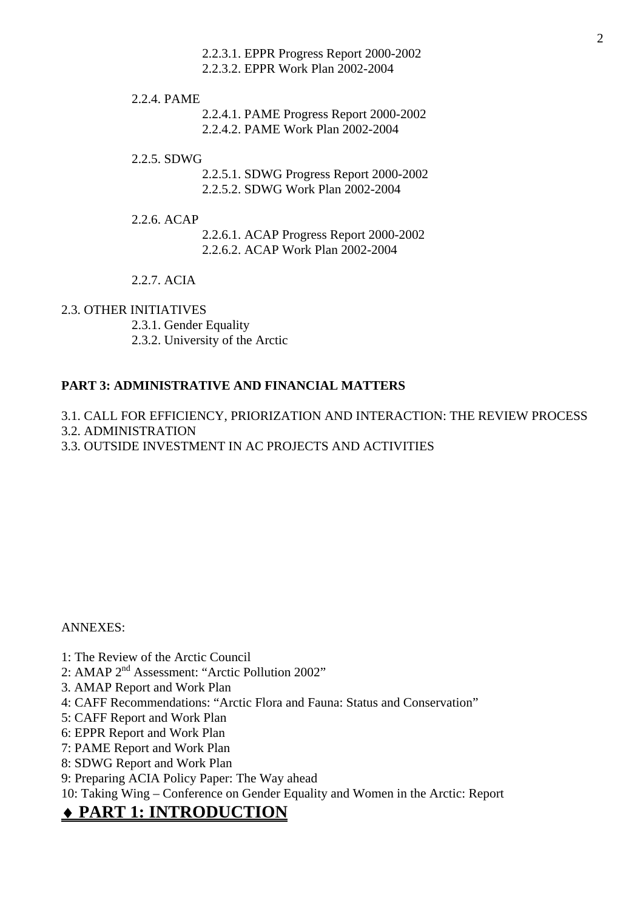2.2.3.1. EPPR Progress Report 2000-2002
2.2.3.2. EPPR Work Plan 2002-2004

2.2.4. PAME

2.2.4.1. PAME Progress Report 2000-2002
2.2.4.2. PAME Work Plan 2002-2004

2.2.5. SDWG

2.2.5.1. SDWG Progress Report 2000-2002
2.2.5.2. SDWG Work Plan 2002-2004

2.2.6. ACAP

2.2.6.1. ACAP Progress Report 2000-2002
2.2.6.2. ACAP Work Plan 2002-2004

2.2.7. ACIA

2.3. OTHER INITIATIVES

2.3.1. Gender Equality
2.3.2. University of the Arctic

**PART 3: ADMINISTRATIVE AND FINANCIAL MATTERS**

3.1. CALL FOR EFFICIENCY, PRIORIZATION AND INTERACTION: THE REVIEW PROCESS
3.2. ADMINISTRATION
3.3. OUTSIDE INVESTMENT IN AC PROJECTS AND ACTIVITIES

ANNEXES:

1: The Review of the Arctic Council
2: AMAP 2nd Assessment: "Arctic Pollution 2002"
3. AMAP Report and Work Plan
4: CAFF Recommendations: "Arctic Flora and Fauna: Status and Conservation"
5: CAFF Report and Work Plan
6: EPPR Report and Work Plan
7: PAME Report and Work Plan
8: SDWG Report and Work Plan
9: Preparing ACIA Policy Paper: The Way ahead
10: Taking Wing – Conference on Gender Equality and Women in the Arctic: Report

# ♦ PART 1: INTRODUCTION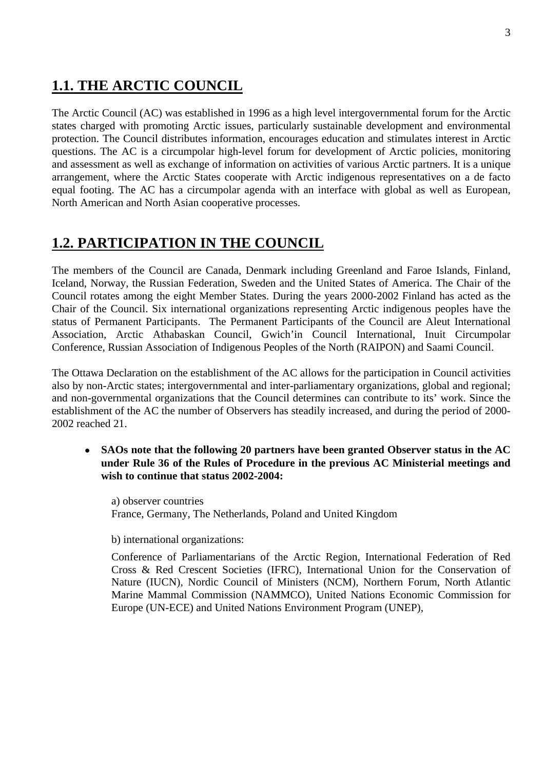## 1.1. THE ARCTIC COUNCIL

The Arctic Council (AC) was established in 1996 as a high level intergovernmental forum for the Arctic states charged with promoting Arctic issues, particularly sustainable development and environmental protection. The Council distributes information, encourages education and stimulates interest in Arctic questions. The AC is a circumpolar high-level forum for development of Arctic policies, monitoring and assessment as well as exchange of information on activities of various Arctic partners. It is a unique arrangement, where the Arctic States cooperate with Arctic indigenous representatives on a de facto equal footing. The AC has a circumpolar agenda with an interface with global as well as European, North American and North Asian cooperative processes.

## 1.2. PARTICIPATION IN THE COUNCIL

The members of the Council are Canada, Denmark including Greenland and Faroe Islands, Finland, Iceland, Norway, the Russian Federation, Sweden and the United States of America. The Chair of the Council rotates among the eight Member States. During the years 2000-2002 Finland has acted as the Chair of the Council. Six international organizations representing Arctic indigenous peoples have the status of Permanent Participants. The Permanent Participants of the Council are Aleut International Association, Arctic Athabaskan Council, Gwich'in Council International, Inuit Circumpolar Conference, Russian Association of Indigenous Peoples of the North (RAIPON) and Saami Council.

The Ottawa Declaration on the establishment of the AC allows for the participation in Council activities also by non-Arctic states; intergovernmental and inter-parliamentary organizations, global and regional; and non-governmental organizations that the Council determines can contribute to its' work. Since the establishment of the AC the number of Observers has steadily increased, and during the period of 2000-2002 reached 21.

- **SAOs note that the following 20 partners have been granted Observer status in the AC under Rule 36 of the Rules of Procedure in the previous AC Ministerial meetings and wish to continue that status 2002-2004:**

  a) observer countries
  France, Germany, The Netherlands, Poland and United Kingdom

  b) international organizations:

  Conference of Parliamentarians of the Arctic Region, International Federation of Red Cross & Red Crescent Societies (IFRC), International Union for the Conservation of Nature (IUCN), Nordic Council of Ministers (NCM), Northern Forum, North Atlantic Marine Mammal Commission (NAMMCO), United Nations Economic Commission for Europe (UN-ECE) and United Nations Environment Program (UNEP),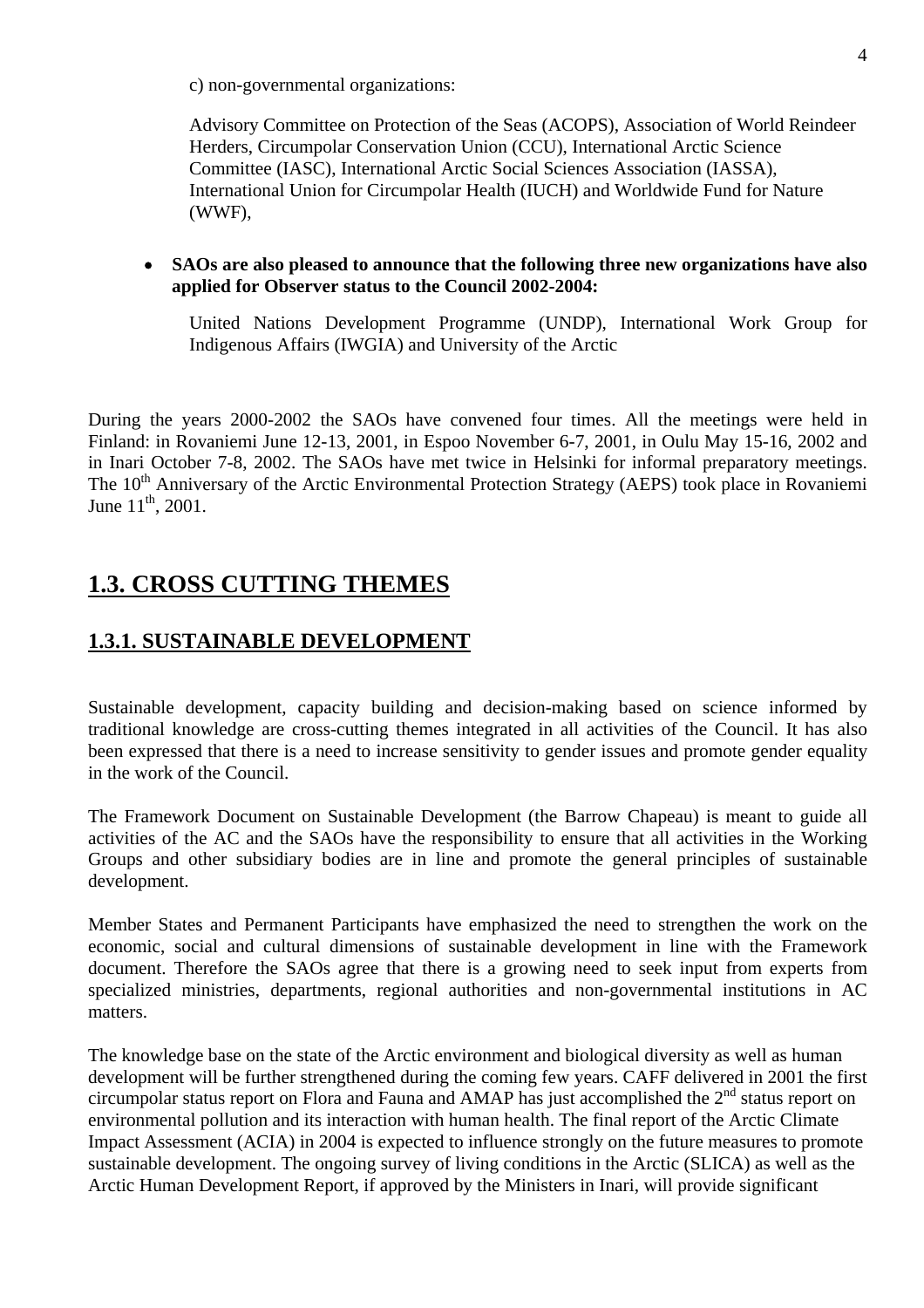c) non-governmental organizations:

Advisory Committee on Protection of the Seas (ACOPS), Association of World Reindeer Herders, Circumpolar Conservation Union (CCU), International Arctic Science Committee (IASC), International Arctic Social Sciences Association (IASSA), International Union for Circumpolar Health (IUCH) and Worldwide Fund for Nature (WWF),

- **SAOs are also pleased to announce that the following three new organizations have also applied for Observer status to the Council 2002-2004:**

  United Nations Development Programme (UNDP), International Work Group for Indigenous Affairs (IWGIA) and University of the Arctic

During the years 2000-2002 the SAOs have convened four times. All the meetings were held in Finland: in Rovaniemi June 12-13, 2001, in Espoo November 6-7, 2001, in Oulu May 15-16, 2002 and in Inari October 7-8, 2002. The SAOs have met twice in Helsinki for informal preparatory meetings. The 10th Anniversary of the Arctic Environmental Protection Strategy (AEPS) took place in Rovaniemi June 11th, 2001.

## 1.3. CROSS CUTTING THEMES

### 1.3.1. SUSTAINABLE DEVELOPMENT

Sustainable development, capacity building and decision-making based on science informed by traditional knowledge are cross-cutting themes integrated in all activities of the Council. It has also been expressed that there is a need to increase sensitivity to gender issues and promote gender equality in the work of the Council.

The Framework Document on Sustainable Development (the Barrow Chapeau) is meant to guide all activities of the AC and the SAOs have the responsibility to ensure that all activities in the Working Groups and other subsidiary bodies are in line and promote the general principles of sustainable development.

Member States and Permanent Participants have emphasized the need to strengthen the work on the economic, social and cultural dimensions of sustainable development in line with the Framework document. Therefore the SAOs agree that there is a growing need to seek input from experts from specialized ministries, departments, regional authorities and non-governmental institutions in AC matters.

The knowledge base on the state of the Arctic environment and biological diversity as well as human development will be further strengthened during the coming few years. CAFF delivered in 2001 the first circumpolar status report on Flora and Fauna and AMAP has just accomplished the 2nd status report on environmental pollution and its interaction with human health. The final report of the Arctic Climate Impact Assessment (ACIA) in 2004 is expected to influence strongly on the future measures to promote sustainable development. The ongoing survey of living conditions in the Arctic (SLICA) as well as the Arctic Human Development Report, if approved by the Ministers in Inari, will provide significant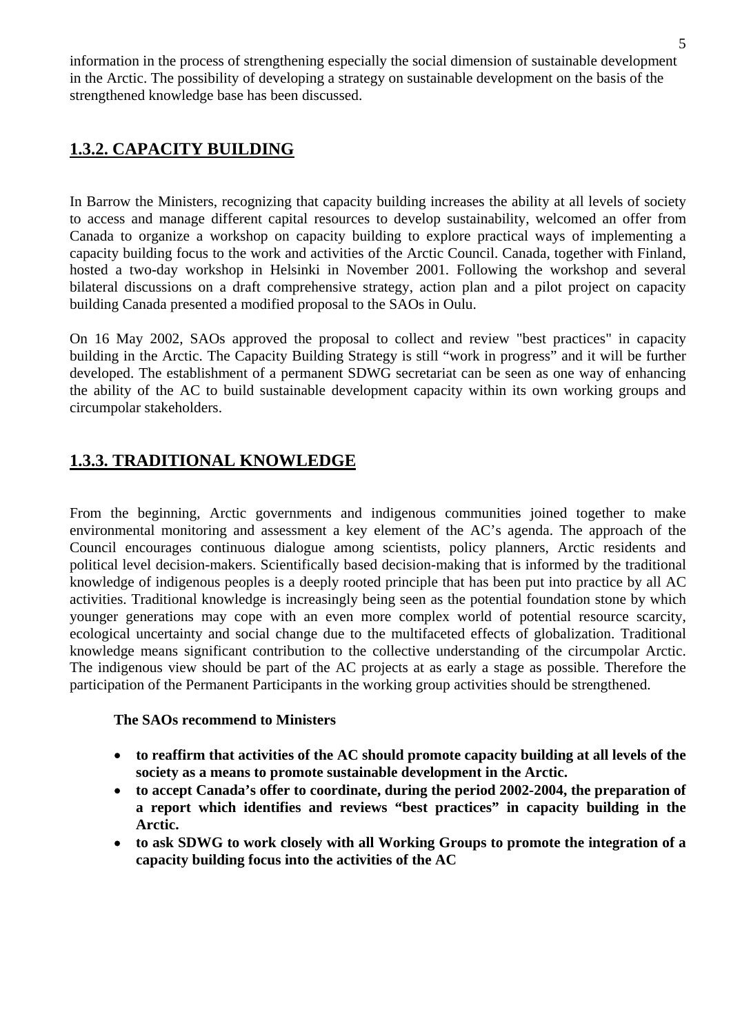information in the process of strengthening especially the social dimension of sustainable development in the Arctic. The possibility of developing a strategy on sustainable development on the basis of the strengthened knowledge base has been discussed.

### 1.3.2. CAPACITY BUILDING

In Barrow the Ministers, recognizing that capacity building increases the ability at all levels of society to access and manage different capital resources to develop sustainability, welcomed an offer from Canada to organize a workshop on capacity building to explore practical ways of implementing a capacity building focus to the work and activities of the Arctic Council. Canada, together with Finland, hosted a two-day workshop in Helsinki in November 2001. Following the workshop and several bilateral discussions on a draft comprehensive strategy, action plan and a pilot project on capacity building Canada presented a modified proposal to the SAOs in Oulu.

On 16 May 2002, SAOs approved the proposal to collect and review "best practices" in capacity building in the Arctic. The Capacity Building Strategy is still "work in progress" and it will be further developed. The establishment of a permanent SDWG secretariat can be seen as one way of enhancing the ability of the AC to build sustainable development capacity within its own working groups and circumpolar stakeholders.

### 1.3.3. TRADITIONAL KNOWLEDGE

From the beginning, Arctic governments and indigenous communities joined together to make environmental monitoring and assessment a key element of the AC's agenda. The approach of the Council encourages continuous dialogue among scientists, policy planners, Arctic residents and political level decision-makers. Scientifically based decision-making that is informed by the traditional knowledge of indigenous peoples is a deeply rooted principle that has been put into practice by all AC activities. Traditional knowledge is increasingly being seen as the potential foundation stone by which younger generations may cope with an even more complex world of potential resource scarcity, ecological uncertainty and social change due to the multifaceted effects of globalization. Traditional knowledge means significant contribution to the collective understanding of the circumpolar Arctic. The indigenous view should be part of the AC projects at as early a stage as possible. Therefore the participation of the Permanent Participants in the working group activities should be strengthened.

**The SAOs recommend to Ministers**

- **to reaffirm that activities of the AC should promote capacity building at all levels of the society as a means to promote sustainable development in the Arctic.**
- **to accept Canada's offer to coordinate, during the period 2002-2004, the preparation of a report which identifies and reviews "best practices" in capacity building in the Arctic.**
- **to ask SDWG to work closely with all Working Groups to promote the integration of a capacity building focus into the activities of the AC**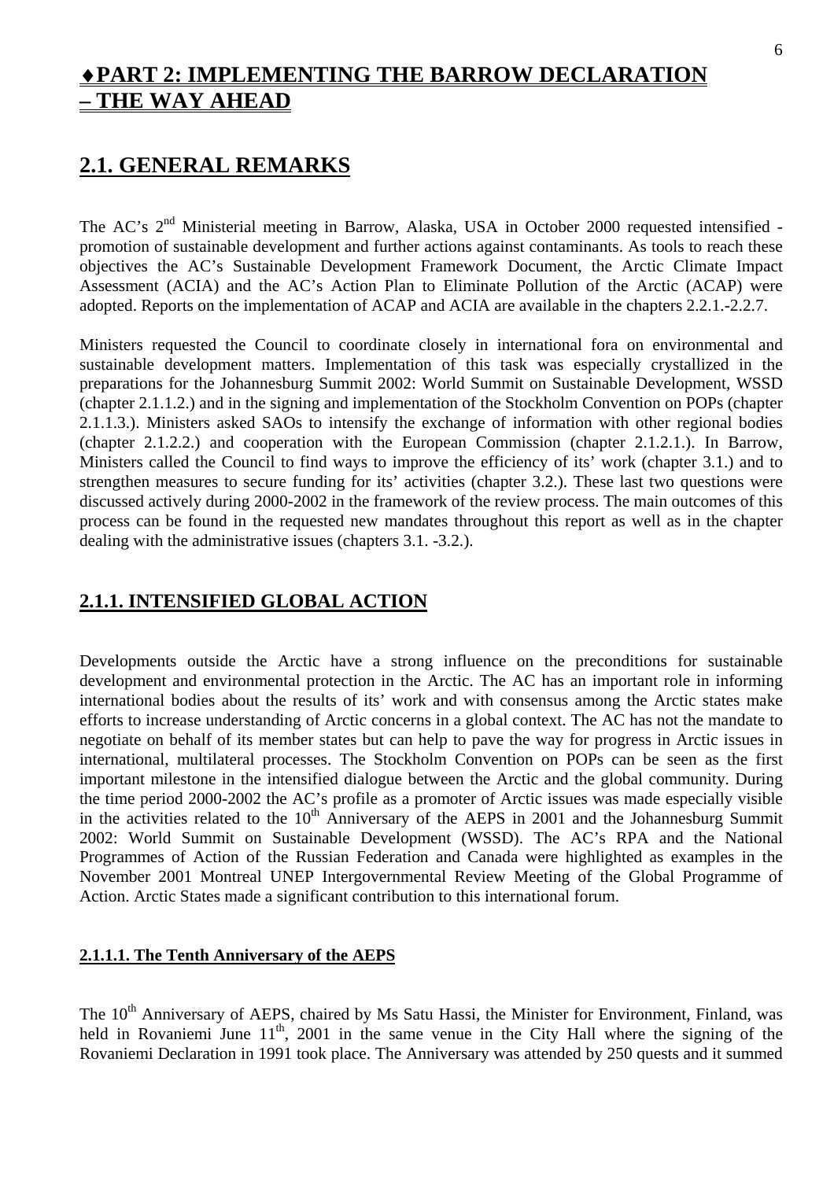# ♦PART 2: IMPLEMENTING THE BARROW DECLARATION – THE WAY AHEAD

## 2.1. GENERAL REMARKS

The AC's 2nd Ministerial meeting in Barrow, Alaska, USA in October 2000 requested intensified - promotion of sustainable development and further actions against contaminants. As tools to reach these objectives the AC's Sustainable Development Framework Document, the Arctic Climate Impact Assessment (ACIA) and the AC's Action Plan to Eliminate Pollution of the Arctic (ACAP) were adopted. Reports on the implementation of ACAP and ACIA are available in the chapters 2.2.1.-2.2.7.

Ministers requested the Council to coordinate closely in international fora on environmental and sustainable development matters. Implementation of this task was especially crystallized in the preparations for the Johannesburg Summit 2002: World Summit on Sustainable Development, WSSD (chapter 2.1.1.2.) and in the signing and implementation of the Stockholm Convention on POPs (chapter 2.1.1.3.). Ministers asked SAOs to intensify the exchange of information with other regional bodies (chapter 2.1.2.2.) and cooperation with the European Commission (chapter 2.1.2.1.). In Barrow, Ministers called the Council to find ways to improve the efficiency of its' work (chapter 3.1.) and to strengthen measures to secure funding for its' activities (chapter 3.2.). These last two questions were discussed actively during 2000-2002 in the framework of the review process. The main outcomes of this process can be found in the requested new mandates throughout this report as well as in the chapter dealing with the administrative issues (chapters 3.1. -3.2.).

### 2.1.1. INTENSIFIED GLOBAL ACTION

Developments outside the Arctic have a strong influence on the preconditions for sustainable development and environmental protection in the Arctic. The AC has an important role in informing international bodies about the results of its' work and with consensus among the Arctic states make efforts to increase understanding of Arctic concerns in a global context. The AC has not the mandate to negotiate on behalf of its member states but can help to pave the way for progress in Arctic issues in international, multilateral processes. The Stockholm Convention on POPs can be seen as the first important milestone in the intensified dialogue between the Arctic and the global community. During the time period 2000-2002 the AC's profile as a promoter of Arctic issues was made especially visible in the activities related to the 10th Anniversary of the AEPS in 2001 and the Johannesburg Summit 2002: World Summit on Sustainable Development (WSSD). The AC's RPA and the National Programmes of Action of the Russian Federation and Canada were highlighted as examples in the November 2001 Montreal UNEP Intergovernmental Review Meeting of the Global Programme of Action. Arctic States made a significant contribution to this international forum.

#### 2.1.1.1. The Tenth Anniversary of the AEPS

The 10th Anniversary of AEPS, chaired by Ms Satu Hassi, the Minister for Environment, Finland, was held in Rovaniemi June 11th, 2001 in the same venue in the City Hall where the signing of the Rovaniemi Declaration in 1991 took place. The Anniversary was attended by 250 quests and it summed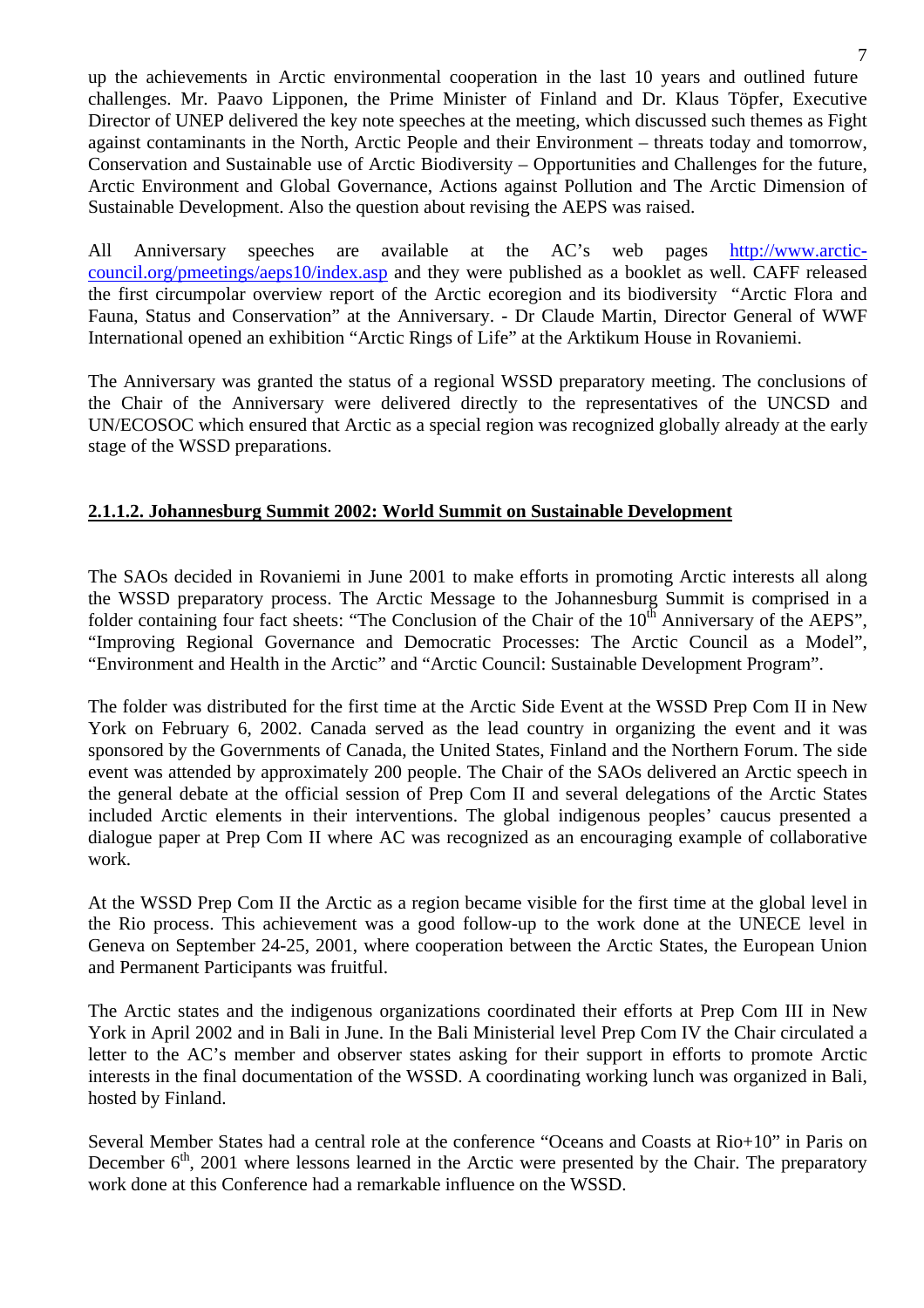up the achievements in Arctic environmental cooperation in the last 10 years and outlined future challenges. Mr. Paavo Lipponen, the Prime Minister of Finland and Dr. Klaus Töpfer, Executive Director of UNEP delivered the key note speeches at the meeting, which discussed such themes as Fight against contaminants in the North, Arctic People and their Environment – threats today and tomorrow, Conservation and Sustainable use of Arctic Biodiversity – Opportunities and Challenges for the future, Arctic Environment and Global Governance, Actions against Pollution and The Arctic Dimension of Sustainable Development. Also the question about revising the AEPS was raised.

All Anniversary speeches are available at the AC's web pages http://www.arctic-council.org/pmeetings/aeps10/index.asp and they were published as a booklet as well. CAFF released the first circumpolar overview report of the Arctic ecoregion and its biodiversity "Arctic Flora and Fauna, Status and Conservation" at the Anniversary. - Dr Claude Martin, Director General of WWF International opened an exhibition "Arctic Rings of Life" at the Arktikum House in Rovaniemi.

The Anniversary was granted the status of a regional WSSD preparatory meeting. The conclusions of the Chair of the Anniversary were delivered directly to the representatives of the UNCSD and UN/ECOSOC which ensured that Arctic as a special region was recognized globally already at the early stage of the WSSD preparations.

#### **2.1.1.2. Johannesburg Summit 2002: World Summit on Sustainable Development**

The SAOs decided in Rovaniemi in June 2001 to make efforts in promoting Arctic interests all along the WSSD preparatory process. The Arctic Message to the Johannesburg Summit is comprised in a folder containing four fact sheets: "The Conclusion of the Chair of the 10th Anniversary of the AEPS", "Improving Regional Governance and Democratic Processes: The Arctic Council as a Model", "Environment and Health in the Arctic" and "Arctic Council: Sustainable Development Program".

The folder was distributed for the first time at the Arctic Side Event at the WSSD Prep Com II in New York on February 6, 2002. Canada served as the lead country in organizing the event and it was sponsored by the Governments of Canada, the United States, Finland and the Northern Forum. The side event was attended by approximately 200 people. The Chair of the SAOs delivered an Arctic speech in the general debate at the official session of Prep Com II and several delegations of the Arctic States included Arctic elements in their interventions. The global indigenous peoples' caucus presented a dialogue paper at Prep Com II where AC was recognized as an encouraging example of collaborative work.

At the WSSD Prep Com II the Arctic as a region became visible for the first time at the global level in the Rio process. This achievement was a good follow-up to the work done at the UNECE level in Geneva on September 24-25, 2001, where cooperation between the Arctic States, the European Union and Permanent Participants was fruitful.

The Arctic states and the indigenous organizations coordinated their efforts at Prep Com III in New York in April 2002 and in Bali in June. In the Bali Ministerial level Prep Com IV the Chair circulated a letter to the AC's member and observer states asking for their support in efforts to promote Arctic interests in the final documentation of the WSSD. A coordinating working lunch was organized in Bali, hosted by Finland.

Several Member States had a central role at the conference "Oceans and Coasts at Rio+10" in Paris on December 6th, 2001 where lessons learned in the Arctic were presented by the Chair. The preparatory work done at this Conference had a remarkable influence on the WSSD.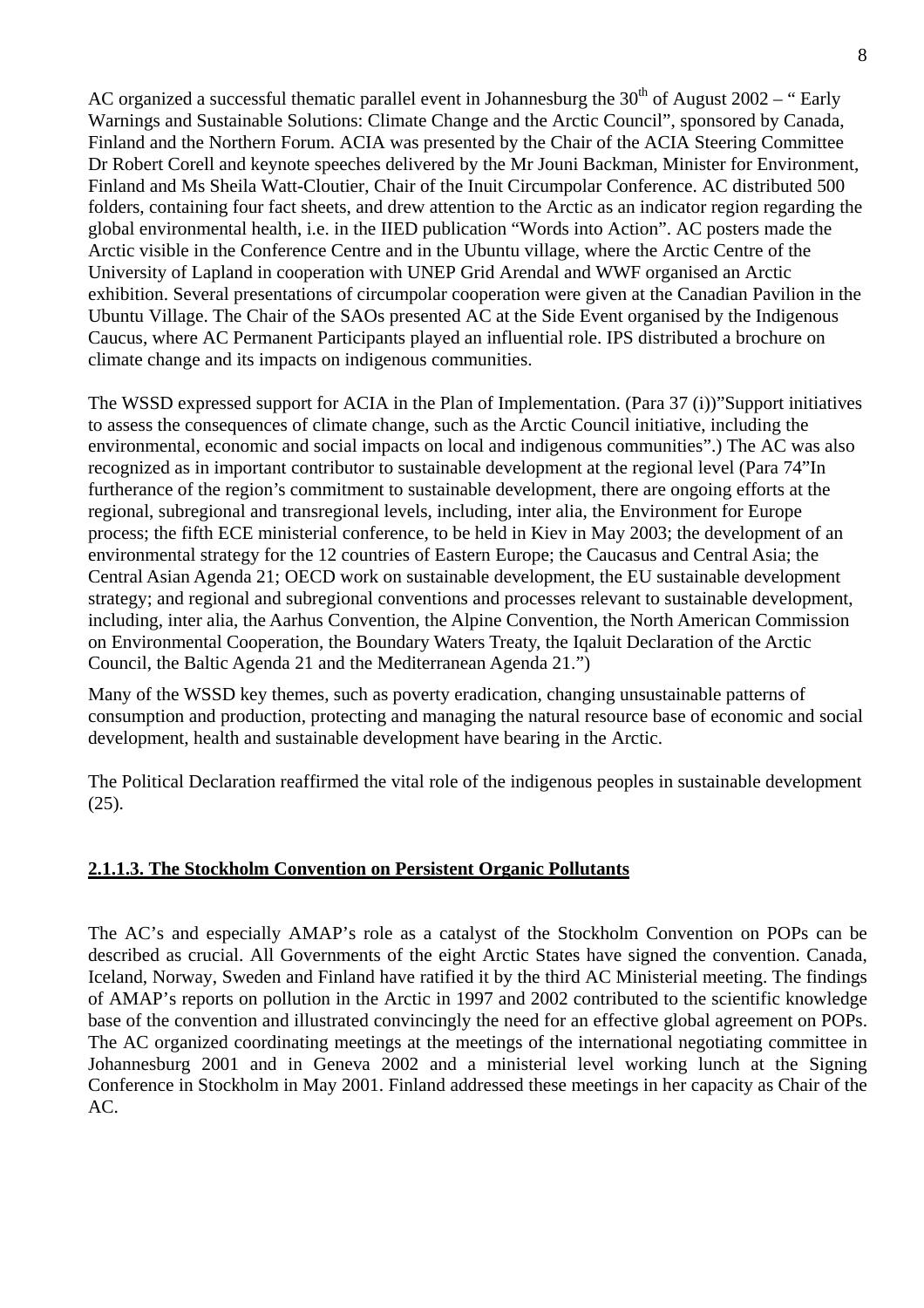AC organized a successful thematic parallel event in Johannesburg the 30th of August 2002 – " Early Warnings and Sustainable Solutions: Climate Change and the Arctic Council", sponsored by Canada, Finland and the Northern Forum. ACIA was presented by the Chair of the ACIA Steering Committee Dr Robert Corell and keynote speeches delivered by the Mr Jouni Backman, Minister for Environment, Finland and Ms Sheila Watt-Cloutier, Chair of the Inuit Circumpolar Conference. AC distributed 500 folders, containing four fact sheets, and drew attention to the Arctic as an indicator region regarding the global environmental health, i.e. in the IIED publication "Words into Action". AC posters made the Arctic visible in the Conference Centre and in the Ubuntu village, where the Arctic Centre of the University of Lapland in cooperation with UNEP Grid Arendal and WWF organised an Arctic exhibition. Several presentations of circumpolar cooperation were given at the Canadian Pavilion in the Ubuntu Village. The Chair of the SAOs presented AC at the Side Event organised by the Indigenous Caucus, where AC Permanent Participants played an influential role. IPS distributed a brochure on climate change and its impacts on indigenous communities.

The WSSD expressed support for ACIA in the Plan of Implementation. (Para 37 (i))"Support initiatives to assess the consequences of climate change, such as the Arctic Council initiative, including the environmental, economic and social impacts on local and indigenous communities".) The AC was also recognized as in important contributor to sustainable development at the regional level (Para 74"In furtherance of the region's commitment to sustainable development, there are ongoing efforts at the regional, subregional and transregional levels, including, inter alia, the Environment for Europe process; the fifth ECE ministerial conference, to be held in Kiev in May 2003; the development of an environmental strategy for the 12 countries of Eastern Europe; the Caucasus and Central Asia; the Central Asian Agenda 21; OECD work on sustainable development, the EU sustainable development strategy; and regional and subregional conventions and processes relevant to sustainable development, including, inter alia, the Aarhus Convention, the Alpine Convention, the North American Commission on Environmental Cooperation, the Boundary Waters Treaty, the Iqaluit Declaration of the Arctic Council, the Baltic Agenda 21 and the Mediterranean Agenda 21.")

Many of the WSSD key themes, such as poverty eradication, changing unsustainable patterns of consumption and production, protecting and managing the natural resource base of economic and social development, health and sustainable development have bearing in the Arctic.

The Political Declaration reaffirmed the vital role of the indigenous peoples in sustainable development (25).

#### 2.1.1.3. The Stockholm Convention on Persistent Organic Pollutants

The AC's and especially AMAP's role as a catalyst of the Stockholm Convention on POPs can be described as crucial. All Governments of the eight Arctic States have signed the convention. Canada, Iceland, Norway, Sweden and Finland have ratified it by the third AC Ministerial meeting. The findings of AMAP's reports on pollution in the Arctic in 1997 and 2002 contributed to the scientific knowledge base of the convention and illustrated convincingly the need for an effective global agreement on POPs. The AC organized coordinating meetings at the meetings of the international negotiating committee in Johannesburg 2001 and in Geneva 2002 and a ministerial level working lunch at the Signing Conference in Stockholm in May 2001. Finland addressed these meetings in her capacity as Chair of the AC.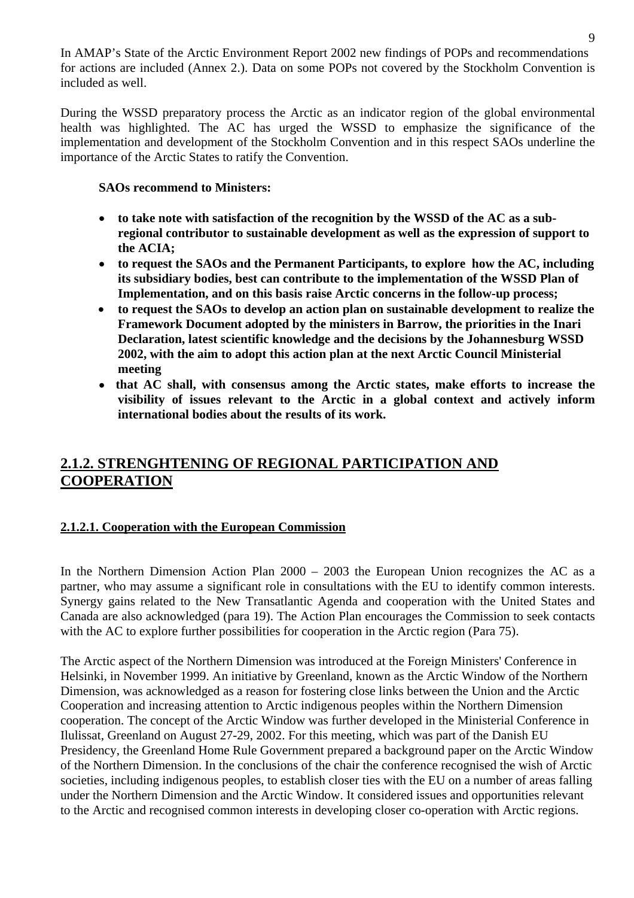In AMAP's State of the Arctic Environment Report 2002 new findings of POPs and recommendations for actions are included (Annex 2.). Data on some POPs not covered by the Stockholm Convention is included as well.

During the WSSD preparatory process the Arctic as an indicator region of the global environmental health was highlighted. The AC has urged the WSSD to emphasize the significance of the implementation and development of the Stockholm Convention and in this respect SAOs underline the importance of the Arctic States to ratify the Convention.

**SAOs recommend to Ministers:**

- **to take note with satisfaction of the recognition by the WSSD of the AC as a sub-regional contributor to sustainable development as well as the expression of support to the ACIA;**
- **to request the SAOs and the Permanent Participants, to explore how the AC, including its subsidiary bodies, best can contribute to the implementation of the WSSD Plan of Implementation, and on this basis raise Arctic concerns in the follow-up process;**
- **to request the SAOs to develop an action plan on sustainable development to realize the Framework Document adopted by the ministers in Barrow, the priorities in the Inari Declaration, latest scientific knowledge and the decisions by the Johannesburg WSSD 2002, with the aim to adopt this action plan at the next Arctic Council Ministerial meeting**
- **that AC shall, with consensus among the Arctic states, make efforts to increase the visibility of issues relevant to the Arctic in a global context and actively inform international bodies about the results of its work.**

## 2.1.2. STRENGHTENING OF REGIONAL PARTICIPATION AND COOPERATION

### 2.1.2.1. Cooperation with the European Commission

In the Northern Dimension Action Plan 2000 – 2003 the European Union recognizes the AC as a partner, who may assume a significant role in consultations with the EU to identify common interests. Synergy gains related to the New Transatlantic Agenda and cooperation with the United States and Canada are also acknowledged (para 19). The Action Plan encourages the Commission to seek contacts with the AC to explore further possibilities for cooperation in the Arctic region (Para 75).

The Arctic aspect of the Northern Dimension was introduced at the Foreign Ministers' Conference in Helsinki, in November 1999. An initiative by Greenland, known as the Arctic Window of the Northern Dimension, was acknowledged as a reason for fostering close links between the Union and the Arctic Cooperation and increasing attention to Arctic indigenous peoples within the Northern Dimension cooperation. The concept of the Arctic Window was further developed in the Ministerial Conference in Ilulissat, Greenland on August 27-29, 2002. For this meeting, which was part of the Danish EU Presidency, the Greenland Home Rule Government prepared a background paper on the Arctic Window of the Northern Dimension. In the conclusions of the chair the conference recognised the wish of Arctic societies, including indigenous peoples, to establish closer ties with the EU on a number of areas falling under the Northern Dimension and the Arctic Window. It considered issues and opportunities relevant to the Arctic and recognised common interests in developing closer co-operation with Arctic regions.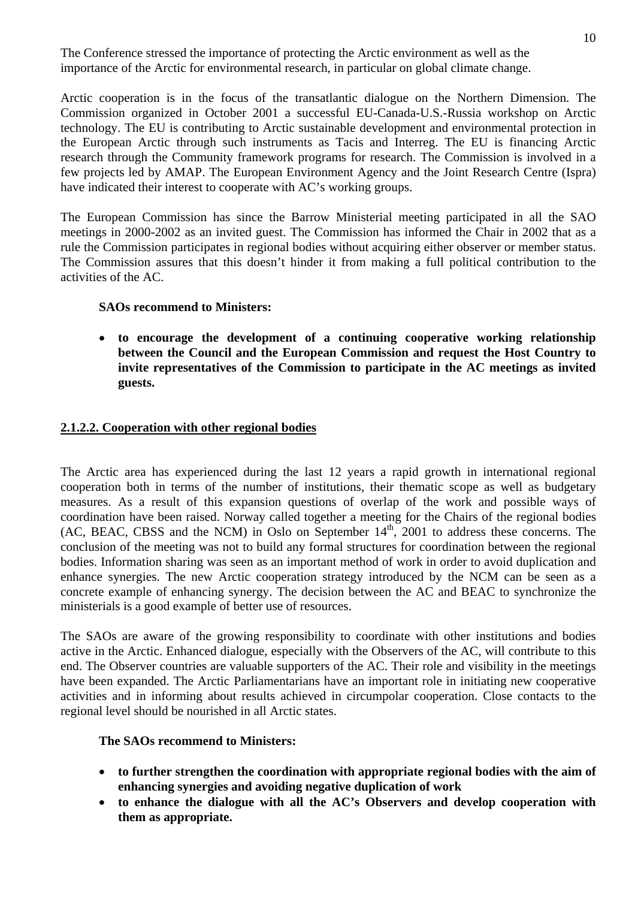The Conference stressed the importance of protecting the Arctic environment as well as the importance of the Arctic for environmental research, in particular on global climate change.

Arctic cooperation is in the focus of the transatlantic dialogue on the Northern Dimension. The Commission organized in October 2001 a successful EU-Canada-U.S.-Russia workshop on Arctic technology. The EU is contributing to Arctic sustainable development and environmental protection in the European Arctic through such instruments as Tacis and Interreg. The EU is financing Arctic research through the Community framework programs for research. The Commission is involved in a few projects led by AMAP. The European Environment Agency and the Joint Research Centre (Ispra) have indicated their interest to cooperate with AC's working groups.

The European Commission has since the Barrow Ministerial meeting participated in all the SAO meetings in 2000-2002 as an invited guest. The Commission has informed the Chair in 2002 that as a rule the Commission participates in regional bodies without acquiring either observer or member status. The Commission assures that this doesn't hinder it from making a full political contribution to the activities of the AC.

**SAOs recommend to Ministers:**

- **to encourage the development of a continuing cooperative working relationship between the Council and the European Commission and request the Host Country to invite representatives of the Commission to participate in the AC meetings as invited guests.**

## 2.1.2.2. Cooperation with other regional bodies

The Arctic area has experienced during the last 12 years a rapid growth in international regional cooperation both in terms of the number of institutions, their thematic scope as well as budgetary measures. As a result of this expansion questions of overlap of the work and possible ways of coordination have been raised. Norway called together a meeting for the Chairs of the regional bodies (AC, BEAC, CBSS and the NCM) in Oslo on September 14th, 2001 to address these concerns. The conclusion of the meeting was not to build any formal structures for coordination between the regional bodies. Information sharing was seen as an important method of work in order to avoid duplication and enhance synergies. The new Arctic cooperation strategy introduced by the NCM can be seen as a concrete example of enhancing synergy. The decision between the AC and BEAC to synchronize the ministerials is a good example of better use of resources.

The SAOs are aware of the growing responsibility to coordinate with other institutions and bodies active in the Arctic. Enhanced dialogue, especially with the Observers of the AC, will contribute to this end. The Observer countries are valuable supporters of the AC. Their role and visibility in the meetings have been expanded. The Arctic Parliamentarians have an important role in initiating new cooperative activities and in informing about results achieved in circumpolar cooperation. Close contacts to the regional level should be nourished in all Arctic states.

**The SAOs recommend to Ministers:**

- **to further strengthen the coordination with appropriate regional bodies with the aim of enhancing synergies and avoiding negative duplication of work**
- **to enhance the dialogue with all the AC's Observers and develop cooperation with them as appropriate.**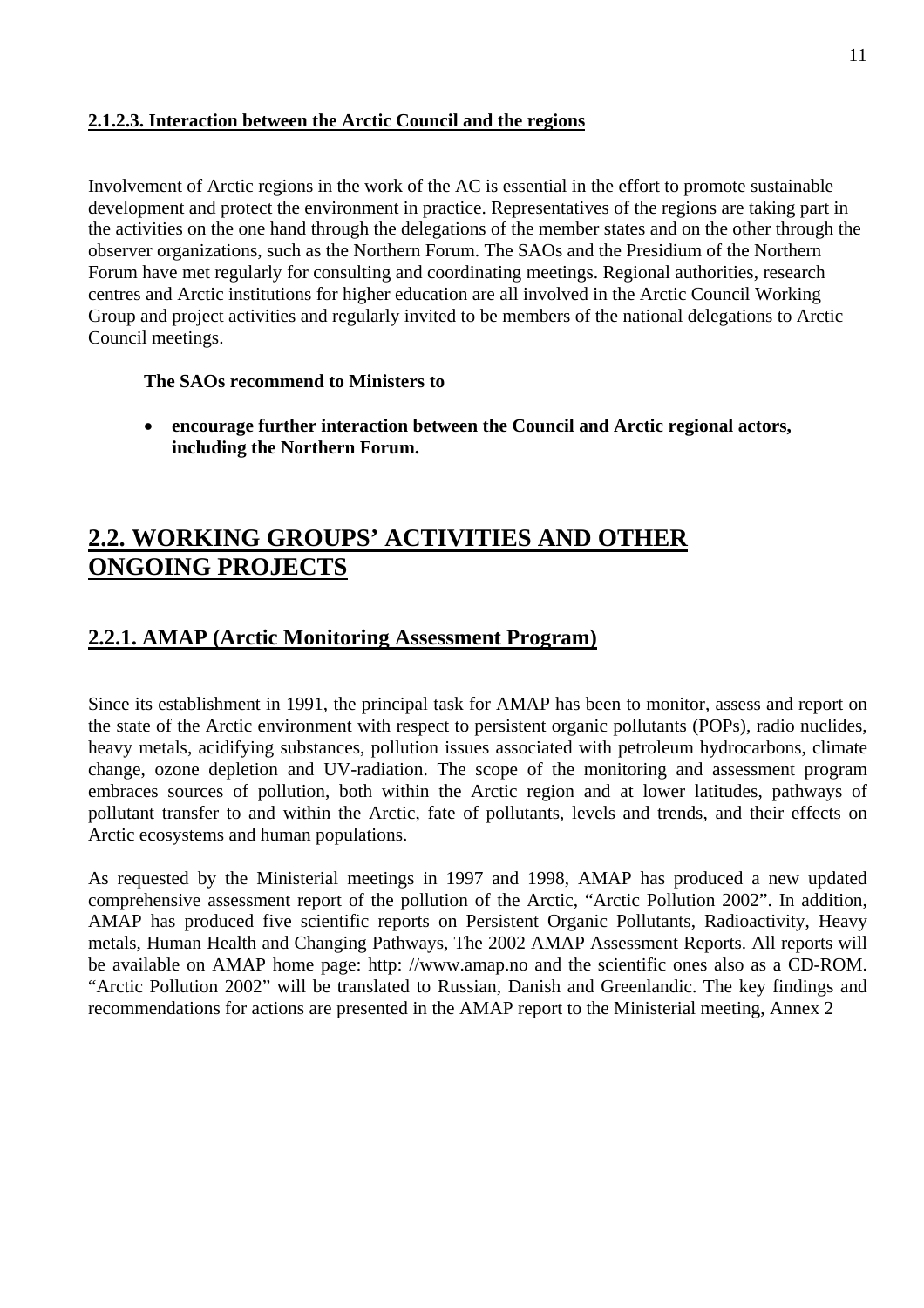#### 2.1.2.3. Interaction between the Arctic Council and the regions

Involvement of Arctic regions in the work of the AC is essential in the effort to promote sustainable development and protect the environment in practice. Representatives of the regions are taking part in the activities on the one hand through the delegations of the member states and on the other through the observer organizations, such as the Northern Forum. The SAOs and the Presidium of the Northern Forum have met regularly for consulting and coordinating meetings. Regional authorities, research centres and Arctic institutions for higher education are all involved in the Arctic Council Working Group and project activities and regularly invited to be members of the national delegations to Arctic Council meetings.

**The SAOs recommend to Ministers to**

- **encourage further interaction between the Council and Arctic regional actors, including the Northern Forum.**

## 2.2. WORKING GROUPS' ACTIVITIES AND OTHER ONGOING PROJECTS

### 2.2.1. AMAP (Arctic Monitoring Assessment Program)

Since its establishment in 1991, the principal task for AMAP has been to monitor, assess and report on the state of the Arctic environment with respect to persistent organic pollutants (POPs), radio nuclides, heavy metals, acidifying substances, pollution issues associated with petroleum hydrocarbons, climate change, ozone depletion and UV-radiation. The scope of the monitoring and assessment program embraces sources of pollution, both within the Arctic region and at lower latitudes, pathways of pollutant transfer to and within the Arctic, fate of pollutants, levels and trends, and their effects on Arctic ecosystems and human populations.

As requested by the Ministerial meetings in 1997 and 1998, AMAP has produced a new updated comprehensive assessment report of the pollution of the Arctic, "Arctic Pollution 2002". In addition, AMAP has produced five scientific reports on Persistent Organic Pollutants, Radioactivity, Heavy metals, Human Health and Changing Pathways, The 2002 AMAP Assessment Reports. All reports will be available on AMAP home page: http: //www.amap.no and the scientific ones also as a CD-ROM. "Arctic Pollution 2002" will be translated to Russian, Danish and Greenlandic. The key findings and recommendations for actions are presented in the AMAP report to the Ministerial meeting, Annex 2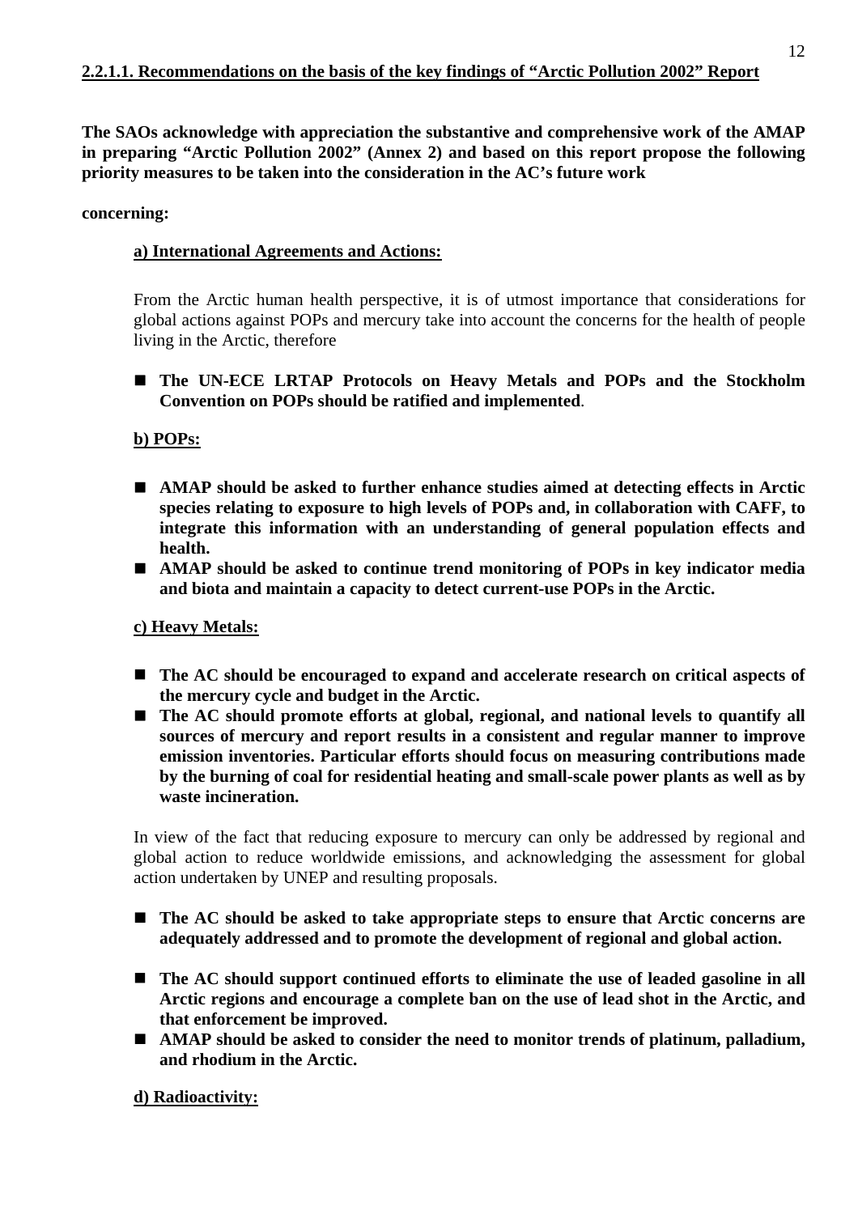#### 2.2.1.1. Recommendations on the basis of the key findings of "Arctic Pollution 2002" Report

**The SAOs acknowledge with appreciation the substantive and comprehensive work of the AMAP in preparing "Arctic Pollution 2002" (Annex 2) and based on this report propose the following priority measures to be taken into the consideration in the AC's future work**

**concerning:**

**a) International Agreements and Actions:**

From the Arctic human health perspective, it is of utmost importance that considerations for global actions against POPs and mercury take into account the concerns for the health of people living in the Arctic, therefore

- **The UN-ECE LRTAP Protocols on Heavy Metals and POPs and the Stockholm Convention on POPs should be ratified and implemented**.

**b) POPs:**

- **AMAP should be asked to further enhance studies aimed at detecting effects in Arctic species relating to exposure to high levels of POPs and, in collaboration with CAFF, to integrate this information with an understanding of general population effects and health.**
- **AMAP should be asked to continue trend monitoring of POPs in key indicator media and biota and maintain a capacity to detect current-use POPs in the Arctic.**

**c) Heavy Metals:**

- **The AC should be encouraged to expand and accelerate research on critical aspects of the mercury cycle and budget in the Arctic.**
- **The AC should promote efforts at global, regional, and national levels to quantify all sources of mercury and report results in a consistent and regular manner to improve emission inventories. Particular efforts should focus on measuring contributions made by the burning of coal for residential heating and small-scale power plants as well as by waste incineration.**

In view of the fact that reducing exposure to mercury can only be addressed by regional and global action to reduce worldwide emissions, and acknowledging the assessment for global action undertaken by UNEP and resulting proposals.

- **The AC should be asked to take appropriate steps to ensure that Arctic concerns are adequately addressed and to promote the development of regional and global action.**

- **The AC should support continued efforts to eliminate the use of leaded gasoline in all Arctic regions and encourage a complete ban on the use of lead shot in the Arctic, and that enforcement be improved.**
- **AMAP should be asked to consider the need to monitor trends of platinum, palladium, and rhodium in the Arctic.**

**d) Radioactivity:**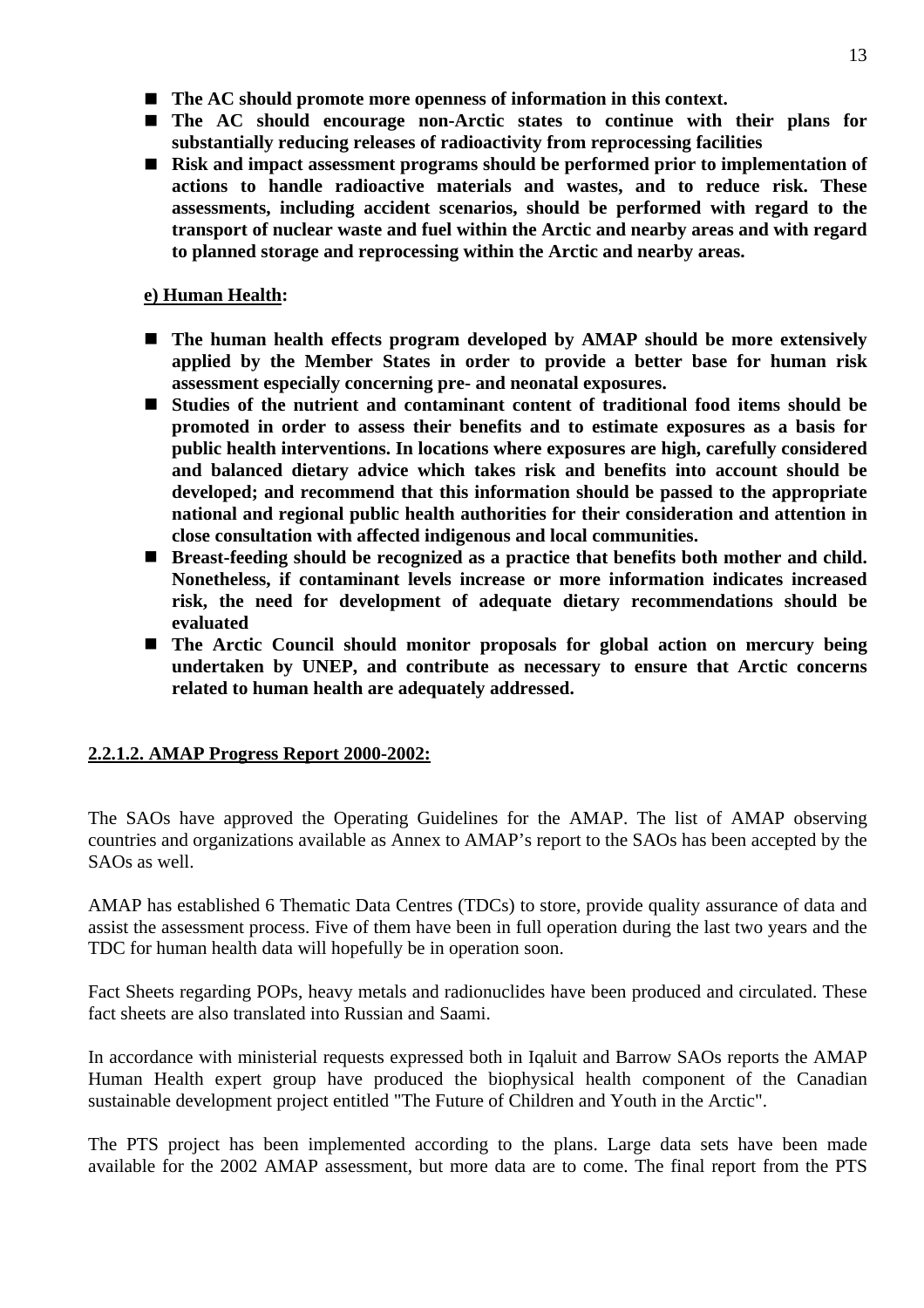- **The AC should promote more openness of information in this context.**
- **The AC should encourage non-Arctic states to continue with their plans for substantially reducing releases of radioactivity from reprocessing facilities**
- **Risk and impact assessment programs should be performed prior to implementation of actions to handle radioactive materials and wastes, and to reduce risk. These assessments, including accident scenarios, should be performed with regard to the transport of nuclear waste and fuel within the Arctic and nearby areas and with regard to planned storage and reprocessing within the Arctic and nearby areas.**

**e) Human Health:**

- **The human health effects program developed by AMAP should be more extensively applied by the Member States in order to provide a better base for human risk assessment especially concerning pre- and neonatal exposures.**
- **Studies of the nutrient and contaminant content of traditional food items should be promoted in order to assess their benefits and to estimate exposures as a basis for public health interventions. In locations where exposures are high, carefully considered and balanced dietary advice which takes risk and benefits into account should be developed; and recommend that this information should be passed to the appropriate national and regional public health authorities for their consideration and attention in close consultation with affected indigenous and local communities.**
- **Breast-feeding should be recognized as a practice that benefits both mother and child. Nonetheless, if contaminant levels increase or more information indicates increased risk, the need for development of adequate dietary recommendations should be evaluated**
- **The Arctic Council should monitor proposals for global action on mercury being undertaken by UNEP, and contribute as necessary to ensure that Arctic concerns related to human health are adequately addressed.**

**2.2.1.2. AMAP Progress Report 2000-2002:**

The SAOs have approved the Operating Guidelines for the AMAP. The list of AMAP observing countries and organizations available as Annex to AMAP's report to the SAOs has been accepted by the SAOs as well.

AMAP has established 6 Thematic Data Centres (TDCs) to store, provide quality assurance of data and assist the assessment process. Five of them have been in full operation during the last two years and the TDC for human health data will hopefully be in operation soon.

Fact Sheets regarding POPs, heavy metals and radionuclides have been produced and circulated. These fact sheets are also translated into Russian and Saami.

In accordance with ministerial requests expressed both in Iqaluit and Barrow SAOs reports the AMAP Human Health expert group have produced the biophysical health component of the Canadian sustainable development project entitled "The Future of Children and Youth in the Arctic".

The PTS project has been implemented according to the plans. Large data sets have been made available for the 2002 AMAP assessment, but more data are to come. The final report from the PTS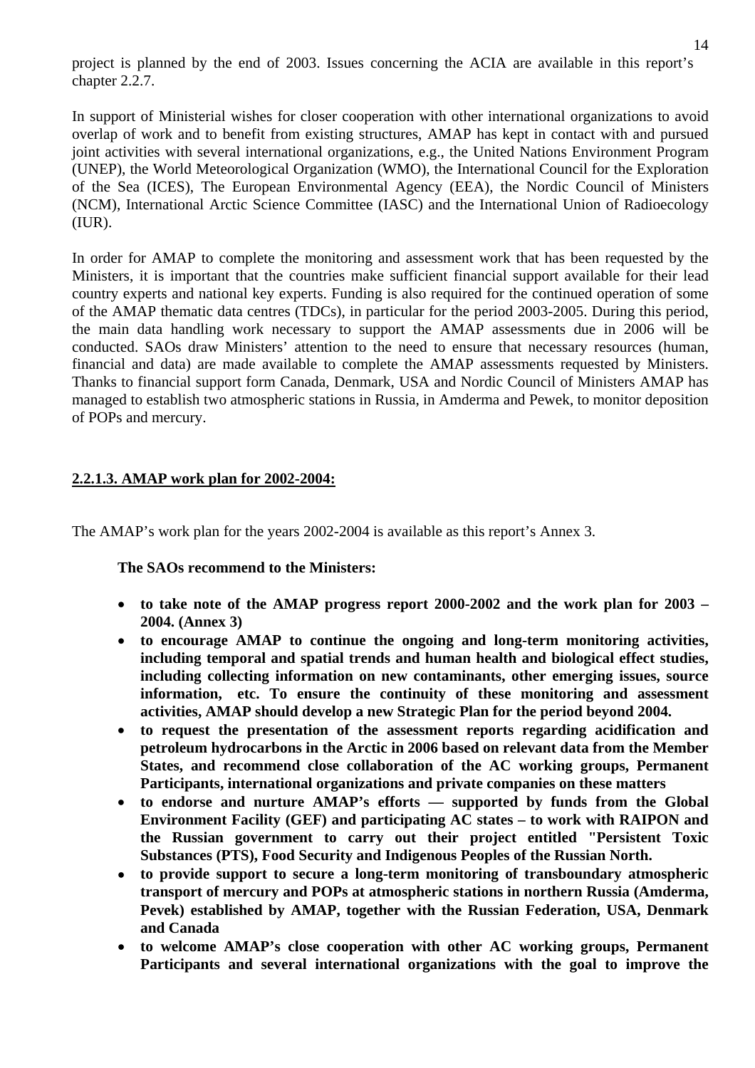project is planned by the end of 2003. Issues concerning the ACIA are available in this report's chapter 2.2.7.

In support of Ministerial wishes for closer cooperation with other international organizations to avoid overlap of work and to benefit from existing structures, AMAP has kept in contact with and pursued joint activities with several international organizations, e.g., the United Nations Environment Program (UNEP), the World Meteorological Organization (WMO), the International Council for the Exploration of the Sea (ICES), The European Environmental Agency (EEA), the Nordic Council of Ministers (NCM), International Arctic Science Committee (IASC) and the International Union of Radioecology (IUR).

In order for AMAP to complete the monitoring and assessment work that has been requested by the Ministers, it is important that the countries make sufficient financial support available for their lead country experts and national key experts. Funding is also required for the continued operation of some of the AMAP thematic data centres (TDCs), in particular for the period 2003-2005. During this period, the main data handling work necessary to support the AMAP assessments due in 2006 will be conducted. SAOs draw Ministers' attention to the need to ensure that necessary resources (human, financial and data) are made available to complete the AMAP assessments requested by Ministers. Thanks to financial support form Canada, Denmark, USA and Nordic Council of Ministers AMAP has managed to establish two atmospheric stations in Russia, in Amderma and Pewek, to monitor deposition of POPs and mercury.

#### 2.2.1.3. AMAP work plan for 2002-2004:

The AMAP's work plan for the years 2002-2004 is available as this report's Annex 3.

**The SAOs recommend to the Ministers:**

- **to take note of the AMAP progress report 2000-2002 and the work plan for 2003 – 2004. (Annex 3)**
- **to encourage AMAP to continue the ongoing and long-term monitoring activities, including temporal and spatial trends and human health and biological effect studies, including collecting information on new contaminants, other emerging issues, source information, etc. To ensure the continuity of these monitoring and assessment activities, AMAP should develop a new Strategic Plan for the period beyond 2004.**
- **to request the presentation of the assessment reports regarding acidification and petroleum hydrocarbons in the Arctic in 2006 based on relevant data from the Member States, and recommend close collaboration of the AC working groups, Permanent Participants, international organizations and private companies on these matters**
- **to endorse and nurture AMAP's efforts — supported by funds from the Global Environment Facility (GEF) and participating AC states – to work with RAIPON and the Russian government to carry out their project entitled "Persistent Toxic Substances (PTS), Food Security and Indigenous Peoples of the Russian North.**
- **to provide support to secure a long-term monitoring of transboundary atmospheric transport of mercury and POPs at atmospheric stations in northern Russia (Amderma, Pevek) established by AMAP, together with the Russian Federation, USA, Denmark and Canada**
- **to welcome AMAP's close cooperation with other AC working groups, Permanent Participants and several international organizations with the goal to improve the**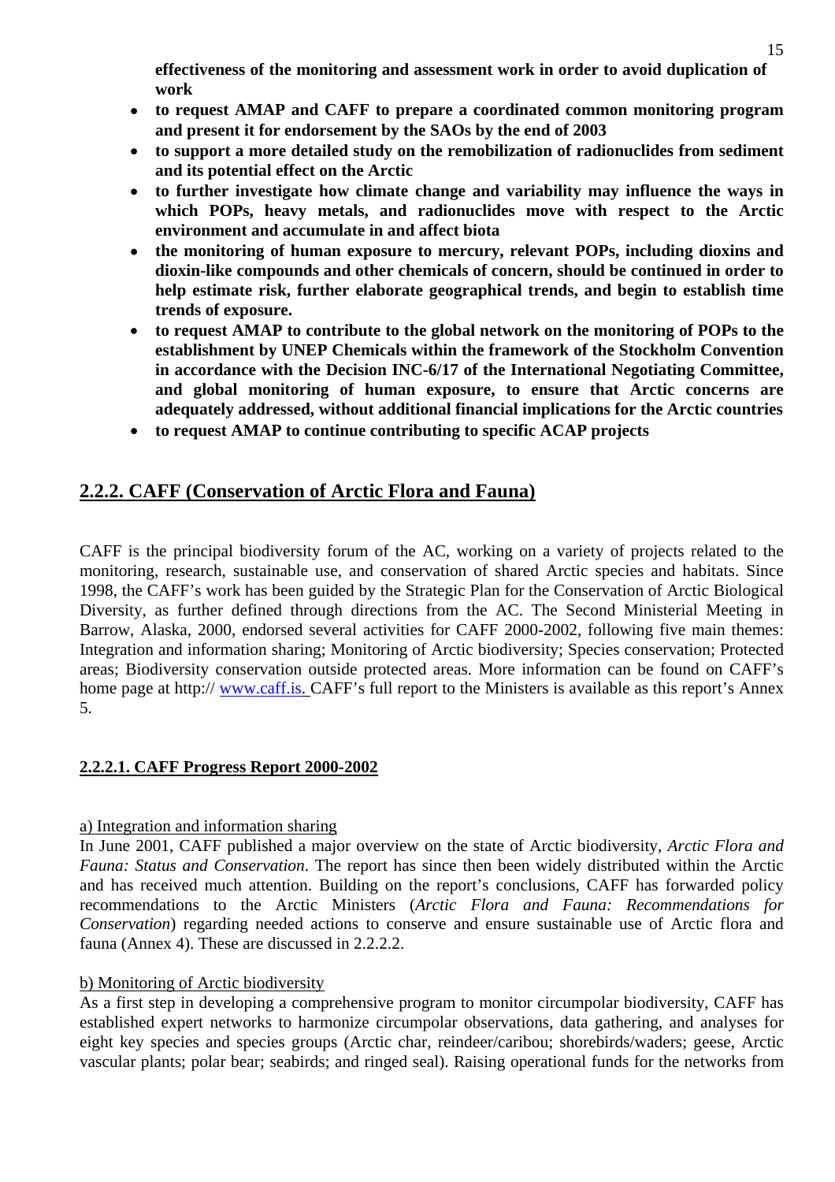**effectiveness of the monitoring and assessment work in order to avoid duplication of work**

- **to request AMAP and CAFF to prepare a coordinated common monitoring program and present it for endorsement by the SAOs by the end of 2003**
- **to support a more detailed study on the remobilization of radionuclides from sediment and its potential effect on the Arctic**
- **to further investigate how climate change and variability may influence the ways in which POPs, heavy metals, and radionuclides move with respect to the Arctic environment and accumulate in and affect biota**
- **the monitoring of human exposure to mercury, relevant POPs, including dioxins and dioxin-like compounds and other chemicals of concern, should be continued in order to help estimate risk, further elaborate geographical trends, and begin to establish time trends of exposure.**
- **to request AMAP to contribute to the global network on the monitoring of POPs to the establishment by UNEP Chemicals within the framework of the Stockholm Convention in accordance with the Decision INC-6/17 of the International Negotiating Committee, and global monitoring of human exposure, to ensure that Arctic concerns are adequately addressed, without additional financial implications for the Arctic countries**
- **to request AMAP to continue contributing to specific ACAP projects**

## 2.2.2. CAFF (Conservation of Arctic Flora and Fauna)

CAFF is the principal biodiversity forum of the AC, working on a variety of projects related to the monitoring, research, sustainable use, and conservation of shared Arctic species and habitats. Since 1998, the CAFF's work has been guided by the Strategic Plan for the Conservation of Arctic Biological Diversity, as further defined through directions from the AC. The Second Ministerial Meeting in Barrow, Alaska, 2000, endorsed several activities for CAFF 2000-2002, following five main themes: Integration and information sharing; Monitoring of Arctic biodiversity; Species conservation; Protected areas; Biodiversity conservation outside protected areas. More information can be found on CAFF's home page at http:// www.caff.is. CAFF's full report to the Ministers is available as this report's Annex 5.

### 2.2.2.1. CAFF Progress Report 2000-2002

a) Integration and information sharing

In June 2001, CAFF published a major overview on the state of Arctic biodiversity, *Arctic Flora and Fauna: Status and Conservation*. The report has since then been widely distributed within the Arctic and has received much attention. Building on the report's conclusions, CAFF has forwarded policy recommendations to the Arctic Ministers (*Arctic Flora and Fauna: Recommendations for Conservation*) regarding needed actions to conserve and ensure sustainable use of Arctic flora and fauna (Annex 4). These are discussed in 2.2.2.2.

b) Monitoring of Arctic biodiversity

As a first step in developing a comprehensive program to monitor circumpolar biodiversity, CAFF has established expert networks to harmonize circumpolar observations, data gathering, and analyses for eight key species and species groups (Arctic char, reindeer/caribou; shorebirds/waders; geese, Arctic vascular plants; polar bear; seabirds; and ringed seal). Raising operational funds for the networks from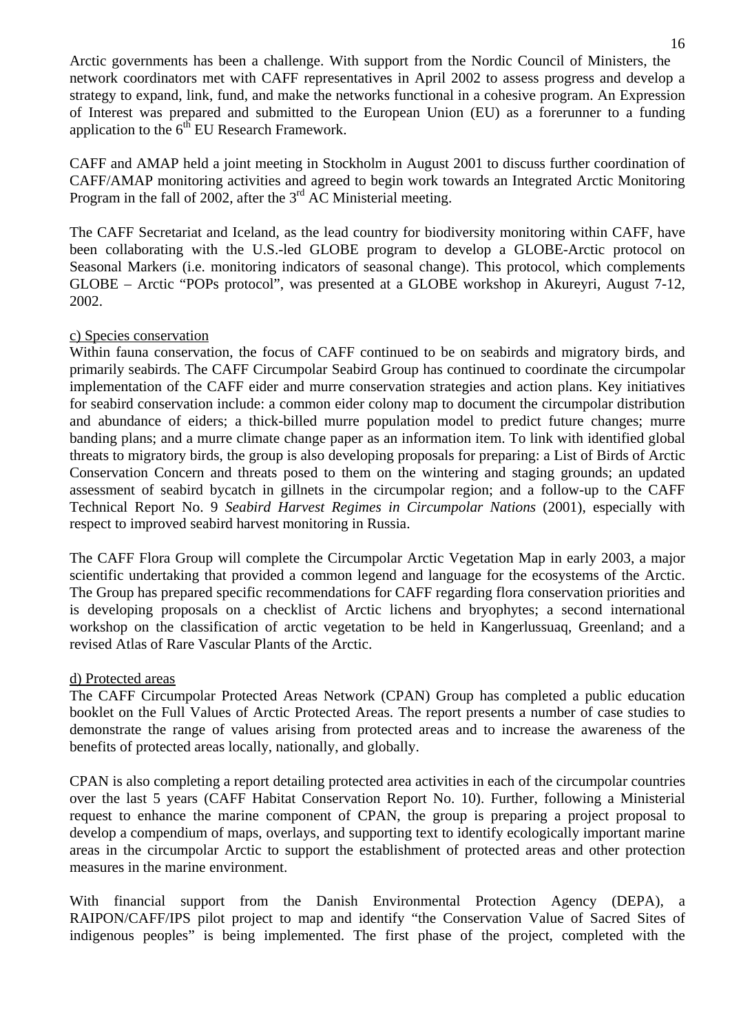Arctic governments has been a challenge. With support from the Nordic Council of Ministers, the network coordinators met with CAFF representatives in April 2002 to assess progress and develop a strategy to expand, link, fund, and make the networks functional in a cohesive program. An Expression of Interest was prepared and submitted to the European Union (EU) as a forerunner to a funding application to the 6th EU Research Framework.

CAFF and AMAP held a joint meeting in Stockholm in August 2001 to discuss further coordination of CAFF/AMAP monitoring activities and agreed to begin work towards an Integrated Arctic Monitoring Program in the fall of 2002, after the 3rd AC Ministerial meeting.

The CAFF Secretariat and Iceland, as the lead country for biodiversity monitoring within CAFF, have been collaborating with the U.S.-led GLOBE program to develop a GLOBE-Arctic protocol on Seasonal Markers (i.e. monitoring indicators of seasonal change). This protocol, which complements GLOBE – Arctic "POPs protocol", was presented at a GLOBE workshop in Akureyri, August 7-12, 2002.

c) Species conservation

Within fauna conservation, the focus of CAFF continued to be on seabirds and migratory birds, and primarily seabirds. The CAFF Circumpolar Seabird Group has continued to coordinate the circumpolar implementation of the CAFF eider and murre conservation strategies and action plans. Key initiatives for seabird conservation include: a common eider colony map to document the circumpolar distribution and abundance of eiders; a thick-billed murre population model to predict future changes; murre banding plans; and a murre climate change paper as an information item. To link with identified global threats to migratory birds, the group is also developing proposals for preparing: a List of Birds of Arctic Conservation Concern and threats posed to them on the wintering and staging grounds; an updated assessment of seabird bycatch in gillnets in the circumpolar region; and a follow-up to the CAFF Technical Report No. 9 *Seabird Harvest Regimes in Circumpolar Nations* (2001), especially with respect to improved seabird harvest monitoring in Russia.

The CAFF Flora Group will complete the Circumpolar Arctic Vegetation Map in early 2003, a major scientific undertaking that provided a common legend and language for the ecosystems of the Arctic. The Group has prepared specific recommendations for CAFF regarding flora conservation priorities and is developing proposals on a checklist of Arctic lichens and bryophytes; a second international workshop on the classification of arctic vegetation to be held in Kangerlussuaq, Greenland; and a revised Atlas of Rare Vascular Plants of the Arctic.

d) Protected areas

The CAFF Circumpolar Protected Areas Network (CPAN) Group has completed a public education booklet on the Full Values of Arctic Protected Areas. The report presents a number of case studies to demonstrate the range of values arising from protected areas and to increase the awareness of the benefits of protected areas locally, nationally, and globally.

CPAN is also completing a report detailing protected area activities in each of the circumpolar countries over the last 5 years (CAFF Habitat Conservation Report No. 10). Further, following a Ministerial request to enhance the marine component of CPAN, the group is preparing a project proposal to develop a compendium of maps, overlays, and supporting text to identify ecologically important marine areas in the circumpolar Arctic to support the establishment of protected areas and other protection measures in the marine environment.

With financial support from the Danish Environmental Protection Agency (DEPA), a RAIPON/CAFF/IPS pilot project to map and identify "the Conservation Value of Sacred Sites of indigenous peoples" is being implemented. The first phase of the project, completed with the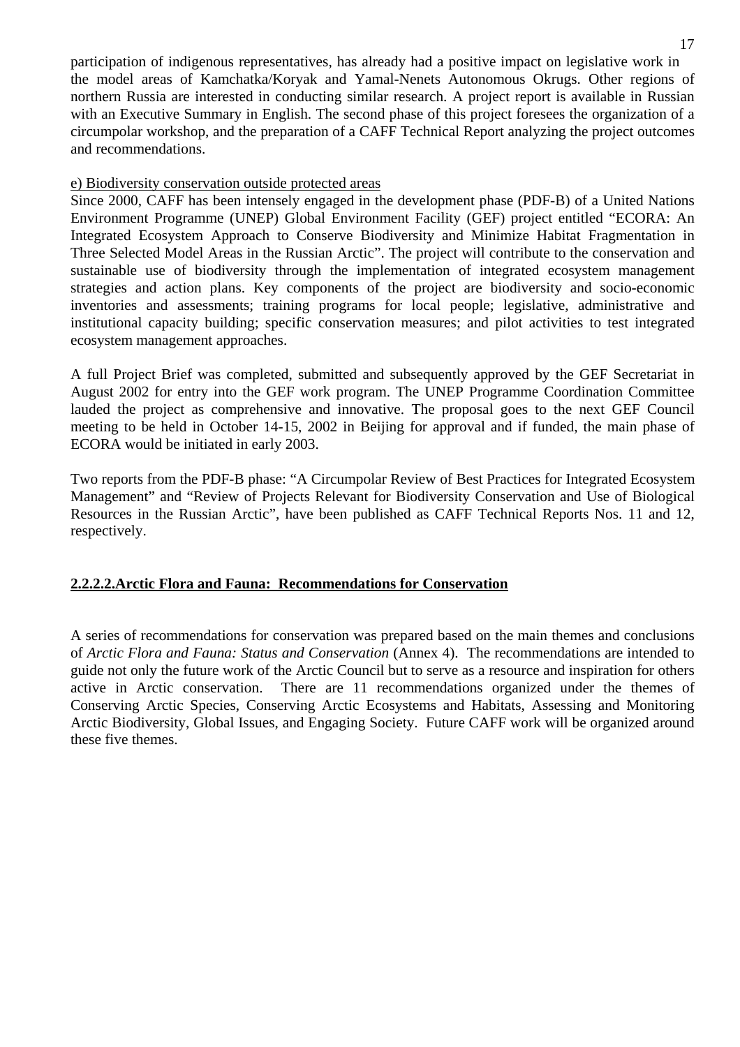participation of indigenous representatives, has already had a positive impact on legislative work in the model areas of Kamchatka/Koryak and Yamal-Nenets Autonomous Okrugs. Other regions of northern Russia are interested in conducting similar research. A project report is available in Russian with an Executive Summary in English. The second phase of this project foresees the organization of a circumpolar workshop, and the preparation of a CAFF Technical Report analyzing the project outcomes and recommendations.

e) Biodiversity conservation outside protected areas

Since 2000, CAFF has been intensely engaged in the development phase (PDF-B) of a United Nations Environment Programme (UNEP) Global Environment Facility (GEF) project entitled "ECORA: An Integrated Ecosystem Approach to Conserve Biodiversity and Minimize Habitat Fragmentation in Three Selected Model Areas in the Russian Arctic". The project will contribute to the conservation and sustainable use of biodiversity through the implementation of integrated ecosystem management strategies and action plans. Key components of the project are biodiversity and socio-economic inventories and assessments; training programs for local people; legislative, administrative and institutional capacity building; specific conservation measures; and pilot activities to test integrated ecosystem management approaches.

A full Project Brief was completed, submitted and subsequently approved by the GEF Secretariat in August 2002 for entry into the GEF work program. The UNEP Programme Coordination Committee lauded the project as comprehensive and innovative. The proposal goes to the next GEF Council meeting to be held in October 14-15, 2002 in Beijing for approval and if funded, the main phase of ECORA would be initiated in early 2003.

Two reports from the PDF-B phase: "A Circumpolar Review of Best Practices for Integrated Ecosystem Management" and "Review of Projects Relevant for Biodiversity Conservation and Use of Biological Resources in the Russian Arctic", have been published as CAFF Technical Reports Nos. 11 and 12, respectively.

#### 2.2.2.2. Arctic Flora and Fauna: Recommendations for Conservation

A series of recommendations for conservation was prepared based on the main themes and conclusions of *Arctic Flora and Fauna: Status and Conservation* (Annex 4). The recommendations are intended to guide not only the future work of the Arctic Council but to serve as a resource and inspiration for others active in Arctic conservation. There are 11 recommendations organized under the themes of Conserving Arctic Species, Conserving Arctic Ecosystems and Habitats, Assessing and Monitoring Arctic Biodiversity, Global Issues, and Engaging Society. Future CAFF work will be organized around these five themes.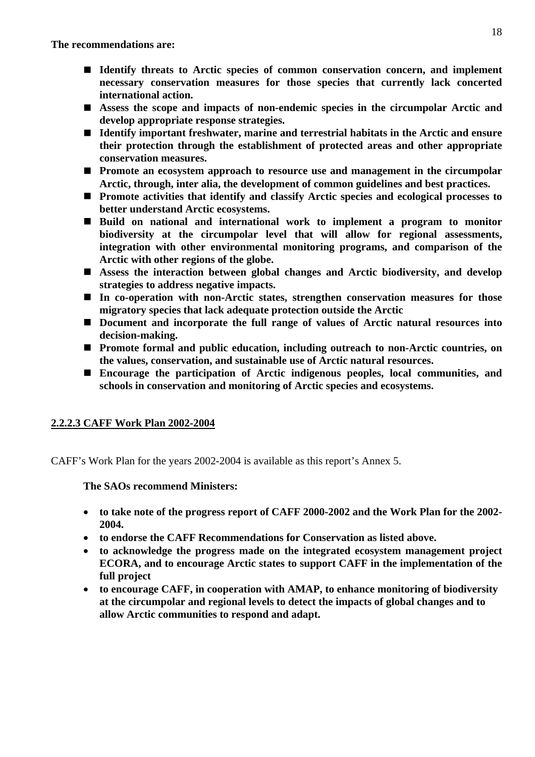**The recommendations are:**

- **Identify threats to Arctic species of common conservation concern, and implement necessary conservation measures for those species that currently lack concerted international action.**
- **Assess the scope and impacts of non-endemic species in the circumpolar Arctic and develop appropriate response strategies.**
- **Identify important freshwater, marine and terrestrial habitats in the Arctic and ensure their protection through the establishment of protected areas and other appropriate conservation measures.**
- **Promote an ecosystem approach to resource use and management in the circumpolar Arctic, through, inter alia, the development of common guidelines and best practices.**
- **Promote activities that identify and classify Arctic species and ecological processes to better understand Arctic ecosystems.**
- **Build on national and international work to implement a program to monitor biodiversity at the circumpolar level that will allow for regional assessments, integration with other environmental monitoring programs, and comparison of the Arctic with other regions of the globe.**
- **Assess the interaction between global changes and Arctic biodiversity, and develop strategies to address negative impacts.**
- **In co-operation with non-Arctic states, strengthen conservation measures for those migratory species that lack adequate protection outside the Arctic**
- **Document and incorporate the full range of values of Arctic natural resources into decision-making.**
- **Promote formal and public education, including outreach to non-Arctic countries, on the values, conservation, and sustainable use of Arctic natural resources.**
- **Encourage the participation of Arctic indigenous peoples, local communities, and schools in conservation and monitoring of Arctic species and ecosystems.**

#### 2.2.2.3 CAFF Work Plan 2002-2004

CAFF's Work Plan for the years 2002-2004 is available as this report's Annex 5.

**The SAOs recommend Ministers:**

- **to take note of the progress report of CAFF 2000-2002 and the Work Plan for the 2002-2004.**
- **to endorse the CAFF Recommendations for Conservation as listed above.**
- **to acknowledge the progress made on the integrated ecosystem management project ECORA, and to encourage Arctic states to support CAFF in the implementation of the full project**
- **to encourage CAFF, in cooperation with AMAP, to enhance monitoring of biodiversity at the circumpolar and regional levels to detect the impacts of global changes and to allow Arctic communities to respond and adapt.**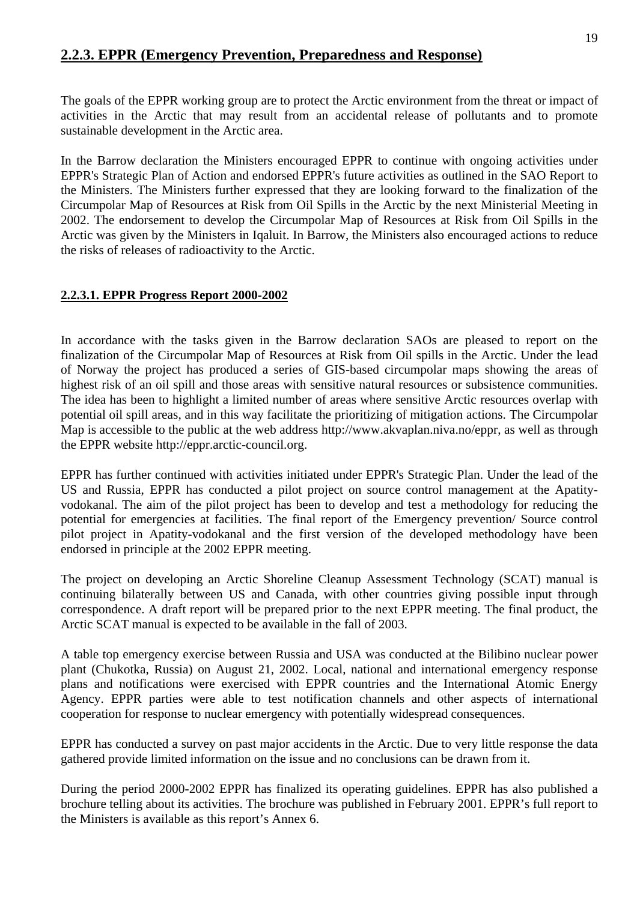## 2.2.3. EPPR (Emergency Prevention, Preparedness and Response)

The goals of the EPPR working group are to protect the Arctic environment from the threat or impact of activities in the Arctic that may result from an accidental release of pollutants and to promote sustainable development in the Arctic area.

In the Barrow declaration the Ministers encouraged EPPR to continue with ongoing activities under EPPR's Strategic Plan of Action and endorsed EPPR's future activities as outlined in the SAO Report to the Ministers. The Ministers further expressed that they are looking forward to the finalization of the Circumpolar Map of Resources at Risk from Oil Spills in the Arctic by the next Ministerial Meeting in 2002. The endorsement to develop the Circumpolar Map of Resources at Risk from Oil Spills in the Arctic was given by the Ministers in Iqaluit. In Barrow, the Ministers also encouraged actions to reduce the risks of releases of radioactivity to the Arctic.

### 2.2.3.1. EPPR Progress Report 2000-2002

In accordance with the tasks given in the Barrow declaration SAOs are pleased to report on the finalization of the Circumpolar Map of Resources at Risk from Oil spills in the Arctic. Under the lead of Norway the project has produced a series of GIS-based circumpolar maps showing the areas of highest risk of an oil spill and those areas with sensitive natural resources or subsistence communities. The idea has been to highlight a limited number of areas where sensitive Arctic resources overlap with potential oil spill areas, and in this way facilitate the prioritizing of mitigation actions. The Circumpolar Map is accessible to the public at the web address http://www.akvaplan.niva.no/eppr, as well as through the EPPR website http://eppr.arctic-council.org.

EPPR has further continued with activities initiated under EPPR's Strategic Plan. Under the lead of the US and Russia, EPPR has conducted a pilot project on source control management at the Apatity-vodokanal. The aim of the pilot project has been to develop and test a methodology for reducing the potential for emergencies at facilities. The final report of the Emergency prevention/ Source control pilot project in Apatity-vodokanal and the first version of the developed methodology have been endorsed in principle at the 2002 EPPR meeting.

The project on developing an Arctic Shoreline Cleanup Assessment Technology (SCAT) manual is continuing bilaterally between US and Canada, with other countries giving possible input through correspondence. A draft report will be prepared prior to the next EPPR meeting. The final product, the Arctic SCAT manual is expected to be available in the fall of 2003.

A table top emergency exercise between Russia and USA was conducted at the Bilibino nuclear power plant (Chukotka, Russia) on August 21, 2002. Local, national and international emergency response plans and notifications were exercised with EPPR countries and the International Atomic Energy Agency. EPPR parties were able to test notification channels and other aspects of international cooperation for response to nuclear emergency with potentially widespread consequences.

EPPR has conducted a survey on past major accidents in the Arctic. Due to very little response the data gathered provide limited information on the issue and no conclusions can be drawn from it.

During the period 2000-2002 EPPR has finalized its operating guidelines. EPPR has also published a brochure telling about its activities. The brochure was published in February 2001. EPPR's full report to the Ministers is available as this report's Annex 6.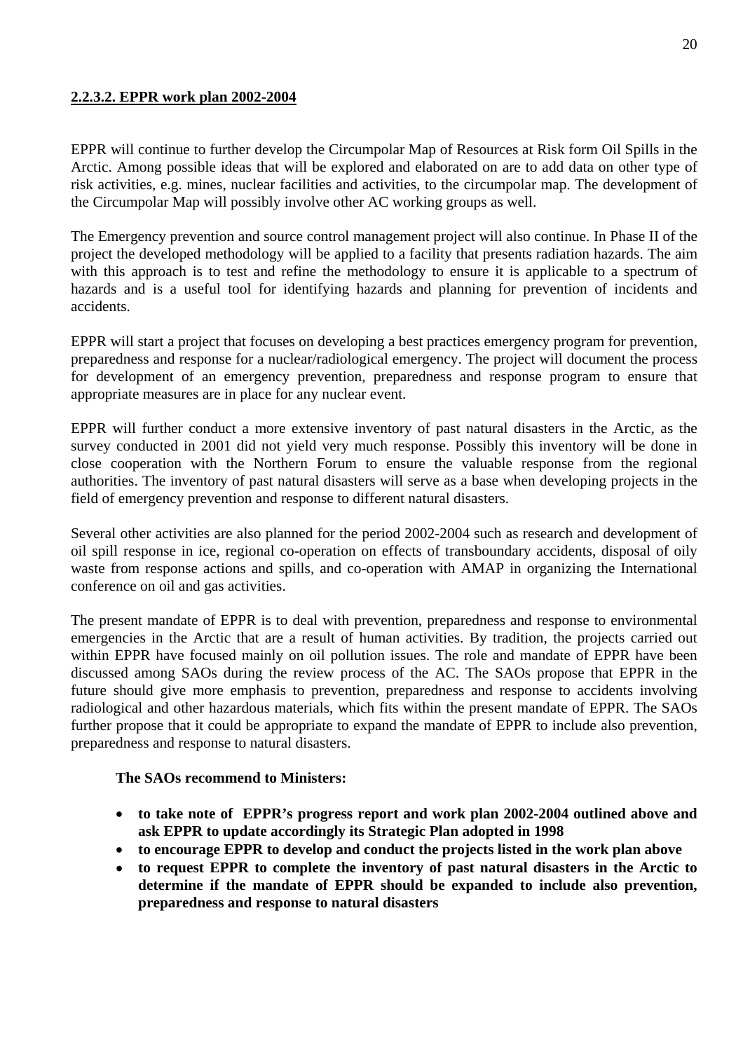### 2.2.3.2. EPPR work plan 2002-2004

EPPR will continue to further develop the Circumpolar Map of Resources at Risk form Oil Spills in the Arctic. Among possible ideas that will be explored and elaborated on are to add data on other type of risk activities, e.g. mines, nuclear facilities and activities, to the circumpolar map. The development of the Circumpolar Map will possibly involve other AC working groups as well.

The Emergency prevention and source control management project will also continue. In Phase II of the project the developed methodology will be applied to a facility that presents radiation hazards. The aim with this approach is to test and refine the methodology to ensure it is applicable to a spectrum of hazards and is a useful tool for identifying hazards and planning for prevention of incidents and accidents.

EPPR will start a project that focuses on developing a best practices emergency program for prevention, preparedness and response for a nuclear/radiological emergency. The project will document the process for development of an emergency prevention, preparedness and response program to ensure that appropriate measures are in place for any nuclear event.

EPPR will further conduct a more extensive inventory of past natural disasters in the Arctic, as the survey conducted in 2001 did not yield very much response. Possibly this inventory will be done in close cooperation with the Northern Forum to ensure the valuable response from the regional authorities. The inventory of past natural disasters will serve as a base when developing projects in the field of emergency prevention and response to different natural disasters.

Several other activities are also planned for the period 2002-2004 such as research and development of oil spill response in ice, regional co-operation on effects of transboundary accidents, disposal of oily waste from response actions and spills, and co-operation with AMAP in organizing the International conference on oil and gas activities.

The present mandate of EPPR is to deal with prevention, preparedness and response to environmental emergencies in the Arctic that are a result of human activities. By tradition, the projects carried out within EPPR have focused mainly on oil pollution issues. The role and mandate of EPPR have been discussed among SAOs during the review process of the AC. The SAOs propose that EPPR in the future should give more emphasis to prevention, preparedness and response to accidents involving radiological and other hazardous materials, which fits within the present mandate of EPPR. The SAOs further propose that it could be appropriate to expand the mandate of EPPR to include also prevention, preparedness and response to natural disasters.

**The SAOs recommend to Ministers:**

- **to take note of EPPR's progress report and work plan 2002-2004 outlined above and ask EPPR to update accordingly its Strategic Plan adopted in 1998**
- **to encourage EPPR to develop and conduct the projects listed in the work plan above**
- **to request EPPR to complete the inventory of past natural disasters in the Arctic to determine if the mandate of EPPR should be expanded to include also prevention, preparedness and response to natural disasters**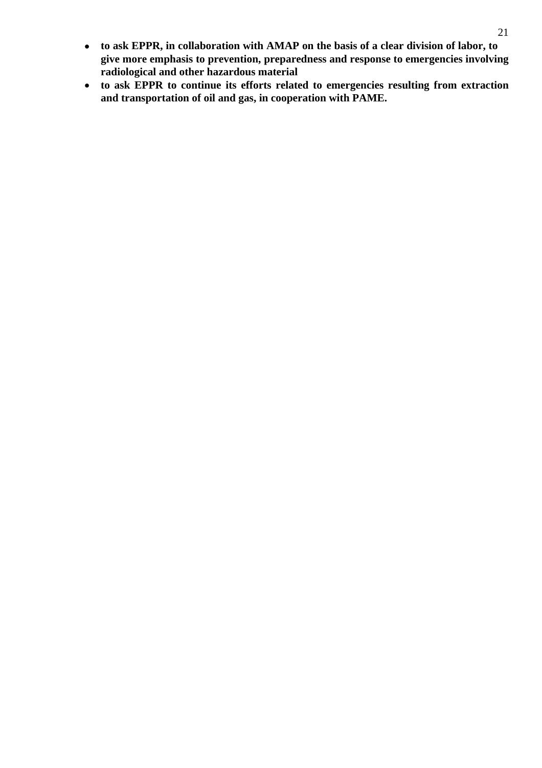- **to ask EPPR, in collaboration with AMAP on the basis of a clear division of labor, to give more emphasis to prevention, preparedness and response to emergencies involving radiological and other hazardous material**
- **to ask EPPR to continue its efforts related to emergencies resulting from extraction and transportation of oil and gas, in cooperation with PAME.**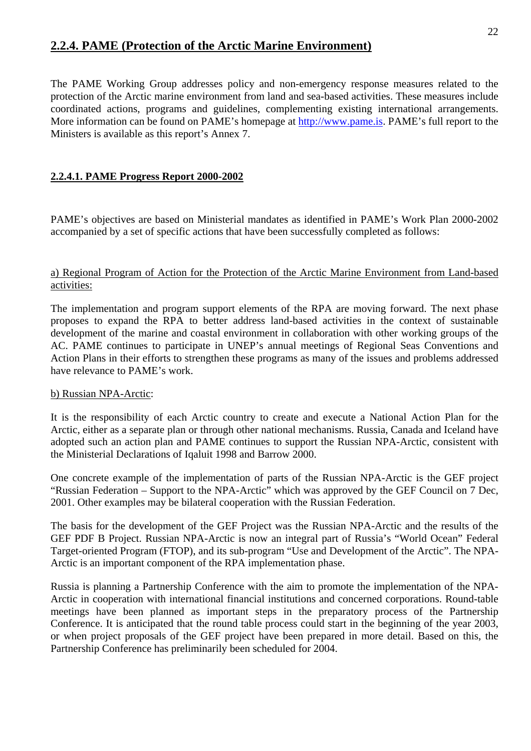## 2.2.4. PAME (Protection of the Arctic Marine Environment)

The PAME Working Group addresses policy and non-emergency response measures related to the protection of the Arctic marine environment from land and sea-based activities. These measures include coordinated actions, programs and guidelines, complementing existing international arrangements. More information can be found on PAME's homepage at http://www.pame.is. PAME's full report to the Ministers is available as this report's Annex 7.

### 2.2.4.1. PAME Progress Report 2000-2002

PAME's objectives are based on Ministerial mandates as identified in PAME's Work Plan 2000-2002 accompanied by a set of specific actions that have been successfully completed as follows:

a) Regional Program of Action for the Protection of the Arctic Marine Environment from Land-based activities:

The implementation and program support elements of the RPA are moving forward. The next phase proposes to expand the RPA to better address land-based activities in the context of sustainable development of the marine and coastal environment in collaboration with other working groups of the AC. PAME continues to participate in UNEP's annual meetings of Regional Seas Conventions and Action Plans in their efforts to strengthen these programs as many of the issues and problems addressed have relevance to PAME's work.

b) Russian NPA-Arctic:

It is the responsibility of each Arctic country to create and execute a National Action Plan for the Arctic, either as a separate plan or through other national mechanisms. Russia, Canada and Iceland have adopted such an action plan and PAME continues to support the Russian NPA-Arctic, consistent with the Ministerial Declarations of Iqaluit 1998 and Barrow 2000.

One concrete example of the implementation of parts of the Russian NPA-Arctic is the GEF project "Russian Federation – Support to the NPA-Arctic" which was approved by the GEF Council on 7 Dec, 2001. Other examples may be bilateral cooperation with the Russian Federation.

The basis for the development of the GEF Project was the Russian NPA-Arctic and the results of the GEF PDF B Project. Russian NPA-Arctic is now an integral part of Russia's "World Ocean" Federal Target-oriented Program (FTOP), and its sub-program "Use and Development of the Arctic". The NPA-Arctic is an important component of the RPA implementation phase.

Russia is planning a Partnership Conference with the aim to promote the implementation of the NPA-Arctic in cooperation with international financial institutions and concerned corporations. Round-table meetings have been planned as important steps in the preparatory process of the Partnership Conference. It is anticipated that the round table process could start in the beginning of the year 2003, or when project proposals of the GEF project have been prepared in more detail. Based on this, the Partnership Conference has preliminarily been scheduled for 2004.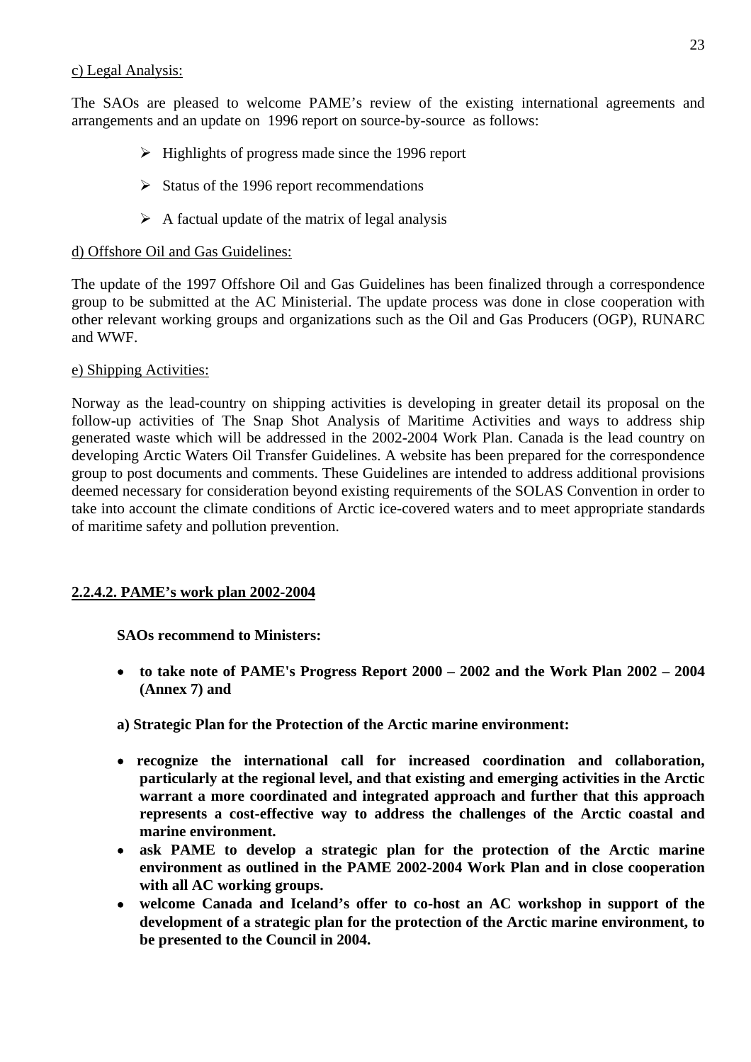c) Legal Analysis:

The SAOs are pleased to welcome PAME's review of the existing international agreements and arrangements and an update on 1996 report on source-by-source as follows:

- Highlights of progress made since the 1996 report
- Status of the 1996 report recommendations
- A factual update of the matrix of legal analysis

d) Offshore Oil and Gas Guidelines:

The update of the 1997 Offshore Oil and Gas Guidelines has been finalized through a correspondence group to be submitted at the AC Ministerial. The update process was done in close cooperation with other relevant working groups and organizations such as the Oil and Gas Producers (OGP), RUNARC and WWF.

e) Shipping Activities:

Norway as the lead-country on shipping activities is developing in greater detail its proposal on the follow-up activities of The Snap Shot Analysis of Maritime Activities and ways to address ship generated waste which will be addressed in the 2002-2004 Work Plan. Canada is the lead country on developing Arctic Waters Oil Transfer Guidelines. A website has been prepared for the correspondence group to post documents and comments. These Guidelines are intended to address additional provisions deemed necessary for consideration beyond existing requirements of the SOLAS Convention in order to take into account the climate conditions of Arctic ice-covered waters and to meet appropriate standards of maritime safety and pollution prevention.

**2.2.4.2. PAME's work plan 2002-2004**

**SAOs recommend to Ministers:**

- **to take note of PAME's Progress Report 2000 – 2002 and the Work Plan 2002 – 2004 (Annex 7) and**

**a) Strategic Plan for the Protection of the Arctic marine environment:**

- **recognize the international call for increased coordination and collaboration, particularly at the regional level, and that existing and emerging activities in the Arctic warrant a more coordinated and integrated approach and further that this approach represents a cost-effective way to address the challenges of the Arctic coastal and marine environment.**
- **ask PAME to develop a strategic plan for the protection of the Arctic marine environment as outlined in the PAME 2002-2004 Work Plan and in close cooperation with all AC working groups.**
- **welcome Canada and Iceland's offer to co-host an AC workshop in support of the development of a strategic plan for the protection of the Arctic marine environment, to be presented to the Council in 2004.**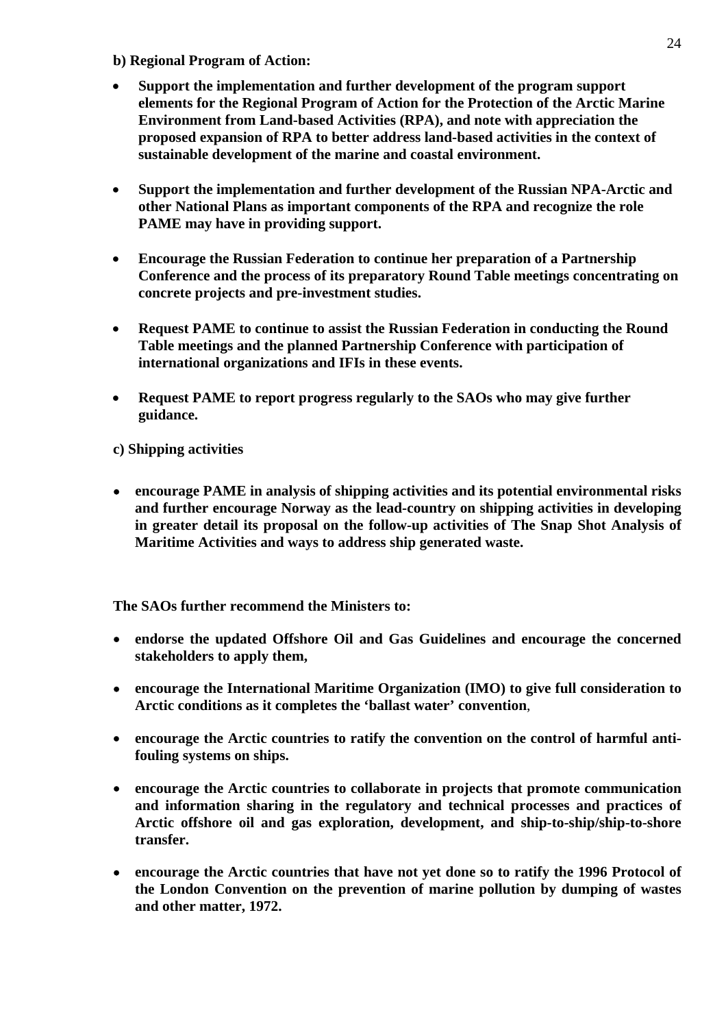**b) Regional Program of Action:**

- **Support the implementation and further development of the program support elements for the Regional Program of Action for the Protection of the Arctic Marine Environment from Land-based Activities (RPA), and note with appreciation the proposed expansion of RPA to better address land-based activities in the context of sustainable development of the marine and coastal environment.**

- **Support the implementation and further development of the Russian NPA-Arctic and other National Plans as important components of the RPA and recognize the role PAME may have in providing support.**

- **Encourage the Russian Federation to continue her preparation of a Partnership Conference and the process of its preparatory Round Table meetings concentrating on concrete projects and pre-investment studies.**

- **Request PAME to continue to assist the Russian Federation in conducting the Round Table meetings and the planned Partnership Conference with participation of international organizations and IFIs in these events.**

- **Request PAME to report progress regularly to the SAOs who may give further guidance.**

**c) Shipping activities**

- **encourage PAME in analysis of shipping activities and its potential environmental risks and further encourage Norway as the lead-country on shipping activities in developing in greater detail its proposal on the follow-up activities of The Snap Shot Analysis of Maritime Activities and ways to address ship generated waste.**

**The SAOs further recommend the Ministers to:**

- **endorse the updated Offshore Oil and Gas Guidelines and encourage the concerned stakeholders to apply them,**

- **encourage the International Maritime Organization (IMO) to give full consideration to Arctic conditions as it completes the 'ballast water' convention**,

- **encourage the Arctic countries to ratify the convention on the control of harmful anti-fouling systems on ships.**

- **encourage the Arctic countries to collaborate in projects that promote communication and information sharing in the regulatory and technical processes and practices of Arctic offshore oil and gas exploration, development, and ship-to-ship/ship-to-shore transfer.**

- **encourage the Arctic countries that have not yet done so to ratify the 1996 Protocol of the London Convention on the prevention of marine pollution by dumping of wastes and other matter, 1972.**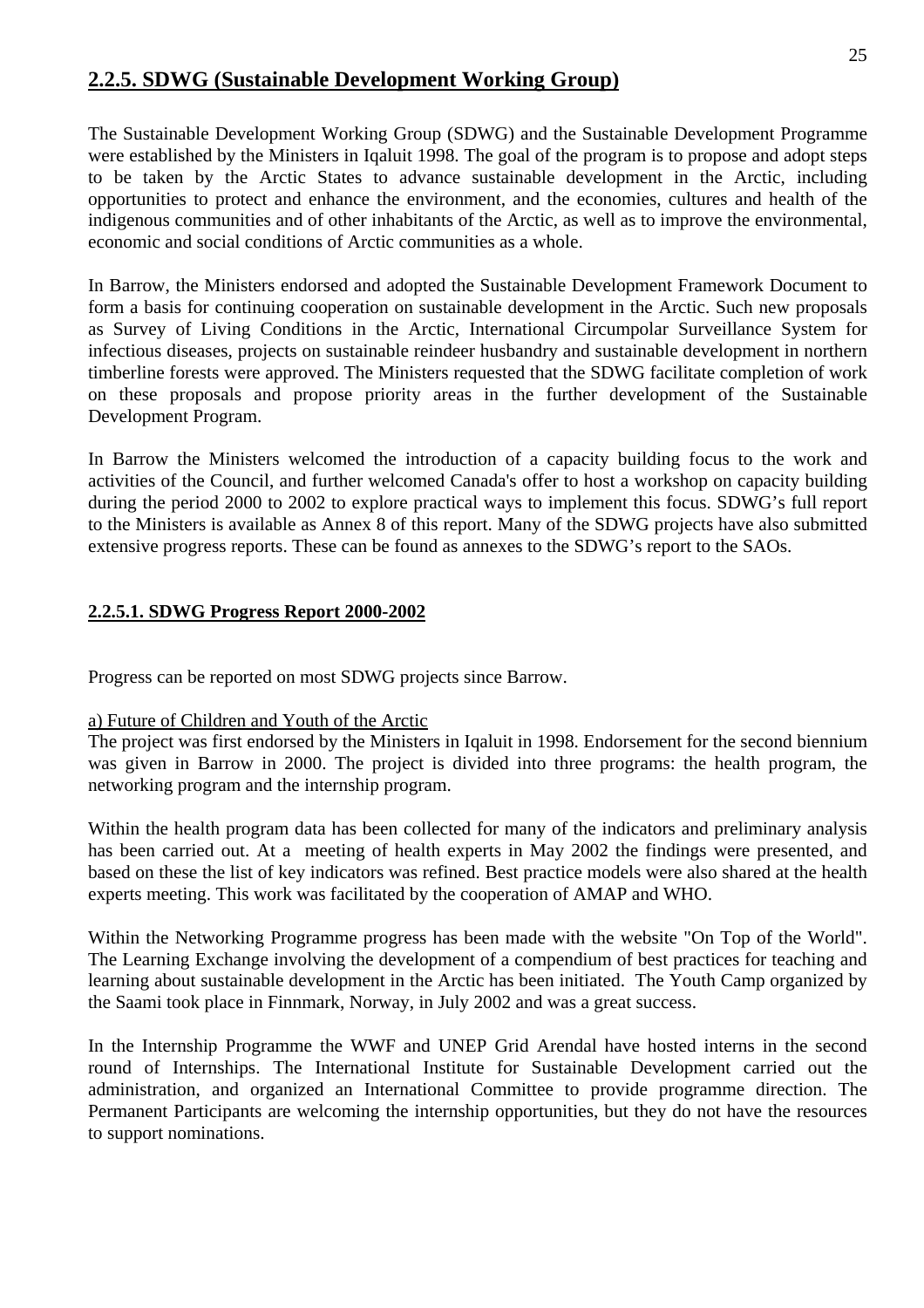## 2.2.5. SDWG (Sustainable Development Working Group)

The Sustainable Development Working Group (SDWG) and the Sustainable Development Programme were established by the Ministers in Iqaluit 1998. The goal of the program is to propose and adopt steps to be taken by the Arctic States to advance sustainable development in the Arctic, including opportunities to protect and enhance the environment, and the economies, cultures and health of the indigenous communities and of other inhabitants of the Arctic, as well as to improve the environmental, economic and social conditions of Arctic communities as a whole.

In Barrow, the Ministers endorsed and adopted the Sustainable Development Framework Document to form a basis for continuing cooperation on sustainable development in the Arctic. Such new proposals as Survey of Living Conditions in the Arctic, International Circumpolar Surveillance System for infectious diseases, projects on sustainable reindeer husbandry and sustainable development in northern timberline forests were approved. The Ministers requested that the SDWG facilitate completion of work on these proposals and propose priority areas in the further development of the Sustainable Development Program.

In Barrow the Ministers welcomed the introduction of a capacity building focus to the work and activities of the Council, and further welcomed Canada's offer to host a workshop on capacity building during the period 2000 to 2002 to explore practical ways to implement this focus. SDWG's full report to the Ministers is available as Annex 8 of this report. Many of the SDWG projects have also submitted extensive progress reports. These can be found as annexes to the SDWG's report to the SAOs.

### 2.2.5.1. SDWG Progress Report 2000-2002

Progress can be reported on most SDWG projects since Barrow.

a) Future of Children and Youth of the Arctic

The project was first endorsed by the Ministers in Iqaluit in 1998. Endorsement for the second biennium was given in Barrow in 2000. The project is divided into three programs: the health program, the networking program and the internship program.

Within the health program data has been collected for many of the indicators and preliminary analysis has been carried out. At a meeting of health experts in May 2002 the findings were presented, and based on these the list of key indicators was refined. Best practice models were also shared at the health experts meeting. This work was facilitated by the cooperation of AMAP and WHO.

Within the Networking Programme progress has been made with the website "On Top of the World". The Learning Exchange involving the development of a compendium of best practices for teaching and learning about sustainable development in the Arctic has been initiated. The Youth Camp organized by the Saami took place in Finnmark, Norway, in July 2002 and was a great success.

In the Internship Programme the WWF and UNEP Grid Arendal have hosted interns in the second round of Internships. The International Institute for Sustainable Development carried out the administration, and organized an International Committee to provide programme direction. The Permanent Participants are welcoming the internship opportunities, but they do not have the resources to support nominations.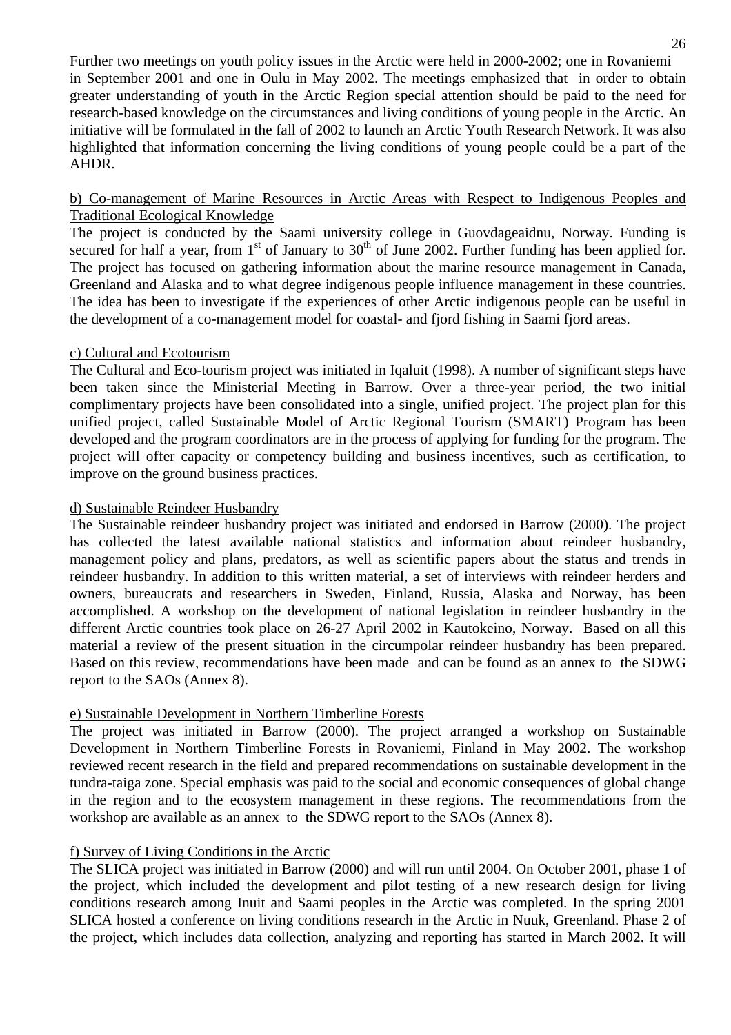Further two meetings on youth policy issues in the Arctic were held in 2000-2002; one in Rovaniemi in September 2001 and one in Oulu in May 2002. The meetings emphasized that in order to obtain greater understanding of youth in the Arctic Region special attention should be paid to the need for research-based knowledge on the circumstances and living conditions of young people in the Arctic. An initiative will be formulated in the fall of 2002 to launch an Arctic Youth Research Network. It was also highlighted that information concerning the living conditions of young people could be a part of the AHDR.

b) Co-management of Marine Resources in Arctic Areas with Respect to Indigenous Peoples and Traditional Ecological Knowledge

The project is conducted by the Saami university college in Guovdageaidnu, Norway. Funding is secured for half a year, from 1st of January to 30th of June 2002. Further funding has been applied for. The project has focused on gathering information about the marine resource management in Canada, Greenland and Alaska and to what degree indigenous people influence management in these countries. The idea has been to investigate if the experiences of other Arctic indigenous people can be useful in the development of a co-management model for coastal- and fjord fishing in Saami fjord areas.

c) Cultural and Ecotourism

The Cultural and Eco-tourism project was initiated in Iqaluit (1998). A number of significant steps have been taken since the Ministerial Meeting in Barrow. Over a three-year period, the two initial complimentary projects have been consolidated into a single, unified project. The project plan for this unified project, called Sustainable Model of Arctic Regional Tourism (SMART) Program has been developed and the program coordinators are in the process of applying for funding for the program. The project will offer capacity or competency building and business incentives, such as certification, to improve on the ground business practices.

d) Sustainable Reindeer Husbandry

The Sustainable reindeer husbandry project was initiated and endorsed in Barrow (2000). The project has collected the latest available national statistics and information about reindeer husbandry, management policy and plans, predators, as well as scientific papers about the status and trends in reindeer husbandry. In addition to this written material, a set of interviews with reindeer herders and owners, bureaucrats and researchers in Sweden, Finland, Russia, Alaska and Norway, has been accomplished. A workshop on the development of national legislation in reindeer husbandry in the different Arctic countries took place on 26-27 April 2002 in Kautokeino, Norway. Based on all this material a review of the present situation in the circumpolar reindeer husbandry has been prepared. Based on this review, recommendations have been made and can be found as an annex to the SDWG report to the SAOs (Annex 8).

e) Sustainable Development in Northern Timberline Forests

The project was initiated in Barrow (2000). The project arranged a workshop on Sustainable Development in Northern Timberline Forests in Rovaniemi, Finland in May 2002. The workshop reviewed recent research in the field and prepared recommendations on sustainable development in the tundra-taiga zone. Special emphasis was paid to the social and economic consequences of global change in the region and to the ecosystem management in these regions. The recommendations from the workshop are available as an annex to the SDWG report to the SAOs (Annex 8).

f) Survey of Living Conditions in the Arctic

The SLICA project was initiated in Barrow (2000) and will run until 2004. On October 2001, phase 1 of the project, which included the development and pilot testing of a new research design for living conditions research among Inuit and Saami peoples in the Arctic was completed. In the spring 2001 SLICA hosted a conference on living conditions research in the Arctic in Nuuk, Greenland. Phase 2 of the project, which includes data collection, analyzing and reporting has started in March 2002. It will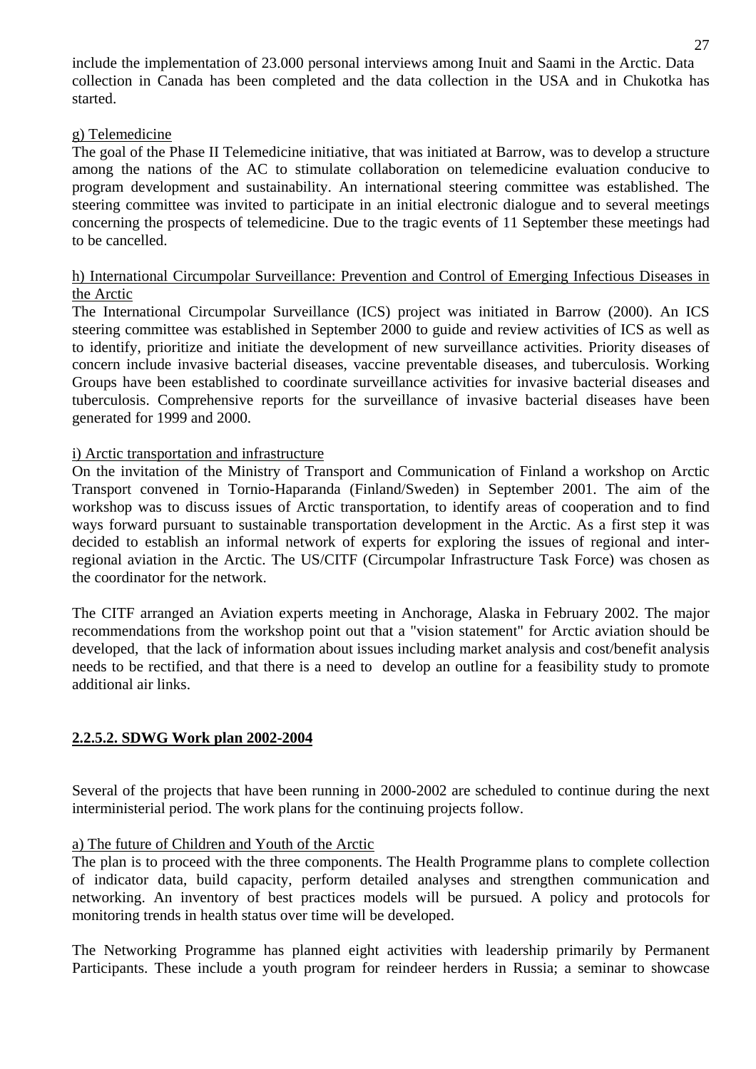include the implementation of 23.000 personal interviews among Inuit and Saami in the Arctic. Data collection in Canada has been completed and the data collection in the USA and in Chukotka has started.

g) Telemedicine

The goal of the Phase II Telemedicine initiative, that was initiated at Barrow, was to develop a structure among the nations of the AC to stimulate collaboration on telemedicine evaluation conducive to program development and sustainability. An international steering committee was established. The steering committee was invited to participate in an initial electronic dialogue and to several meetings concerning the prospects of telemedicine. Due to the tragic events of 11 September these meetings had to be cancelled.

h) International Circumpolar Surveillance: Prevention and Control of Emerging Infectious Diseases in the Arctic

The International Circumpolar Surveillance (ICS) project was initiated in Barrow (2000). An ICS steering committee was established in September 2000 to guide and review activities of ICS as well as to identify, prioritize and initiate the development of new surveillance activities. Priority diseases of concern include invasive bacterial diseases, vaccine preventable diseases, and tuberculosis. Working Groups have been established to coordinate surveillance activities for invasive bacterial diseases and tuberculosis. Comprehensive reports for the surveillance of invasive bacterial diseases have been generated for 1999 and 2000.

i) Arctic transportation and infrastructure

On the invitation of the Ministry of Transport and Communication of Finland a workshop on Arctic Transport convened in Tornio-Haparanda (Finland/Sweden) in September 2001. The aim of the workshop was to discuss issues of Arctic transportation, to identify areas of cooperation and to find ways forward pursuant to sustainable transportation development in the Arctic. As a first step it was decided to establish an informal network of experts for exploring the issues of regional and inter-regional aviation in the Arctic. The US/CITF (Circumpolar Infrastructure Task Force) was chosen as the coordinator for the network.

The CITF arranged an Aviation experts meeting in Anchorage, Alaska in February 2002. The major recommendations from the workshop point out that a "vision statement" for Arctic aviation should be developed, that the lack of information about issues including market analysis and cost/benefit analysis needs to be rectified, and that there is a need to develop an outline for a feasibility study to promote additional air links.

### 2.2.5.2. SDWG Work plan 2002-2004

Several of the projects that have been running in 2000-2002 are scheduled to continue during the next interministerial period. The work plans for the continuing projects follow.

a) The future of Children and Youth of the Arctic

The plan is to proceed with the three components. The Health Programme plans to complete collection of indicator data, build capacity, perform detailed analyses and strengthen communication and networking. An inventory of best practices models will be pursued. A policy and protocols for monitoring trends in health status over time will be developed.

The Networking Programme has planned eight activities with leadership primarily by Permanent Participants. These include a youth program for reindeer herders in Russia; a seminar to showcase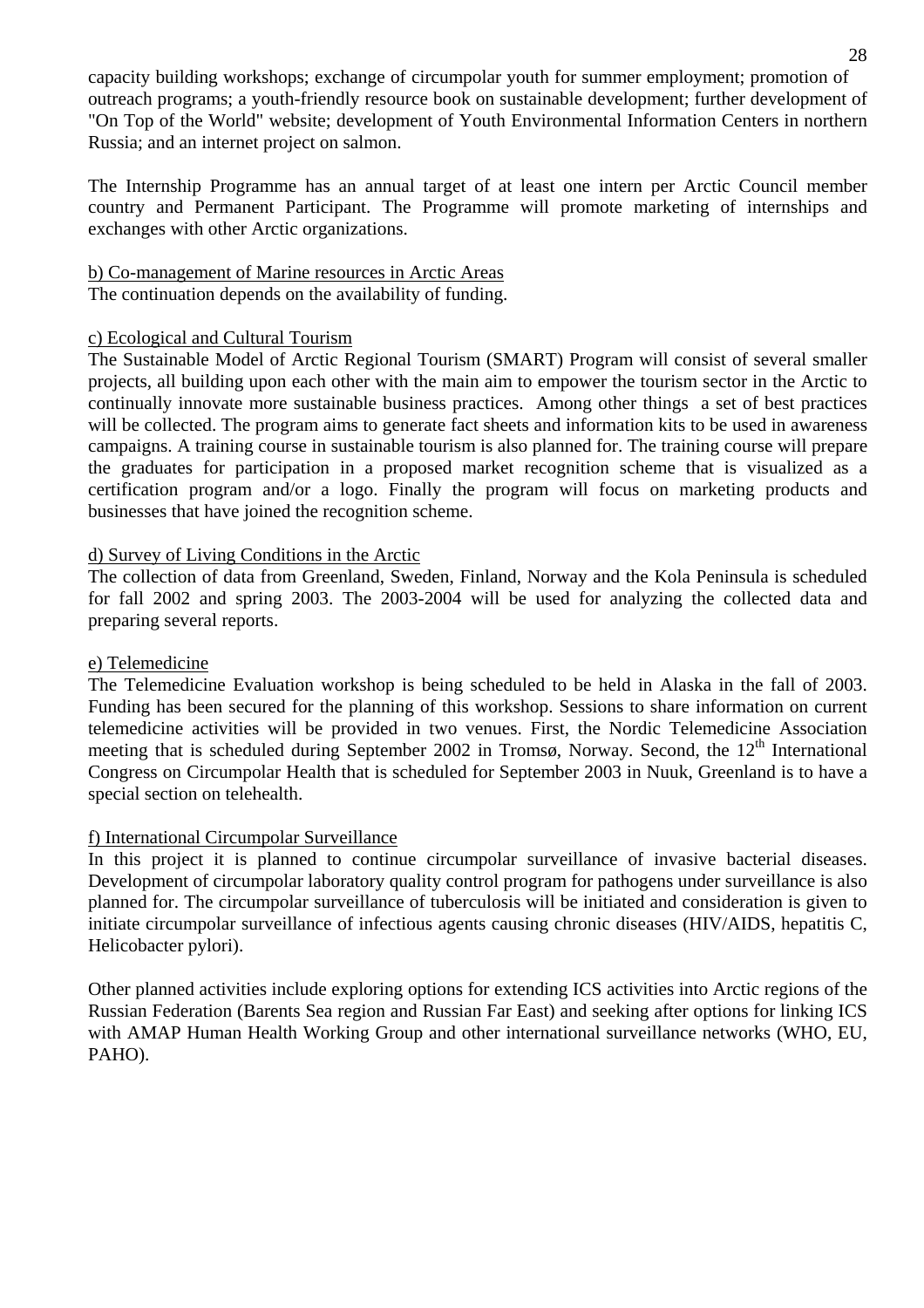capacity building workshops; exchange of circumpolar youth for summer employment; promotion of outreach programs; a youth-friendly resource book on sustainable development; further development of "On Top of the World" website; development of Youth Environmental Information Centers in northern Russia; and an internet project on salmon.

The Internship Programme has an annual target of at least one intern per Arctic Council member country and Permanent Participant. The Programme will promote marketing of internships and exchanges with other Arctic organizations.

b) Co-management of Marine resources in Arctic Areas

The continuation depends on the availability of funding.

c) Ecological and Cultural Tourism

The Sustainable Model of Arctic Regional Tourism (SMART) Program will consist of several smaller projects, all building upon each other with the main aim to empower the tourism sector in the Arctic to continually innovate more sustainable business practices. Among other things a set of best practices will be collected. The program aims to generate fact sheets and information kits to be used in awareness campaigns. A training course in sustainable tourism is also planned for. The training course will prepare the graduates for participation in a proposed market recognition scheme that is visualized as a certification program and/or a logo. Finally the program will focus on marketing products and businesses that have joined the recognition scheme.

d) Survey of Living Conditions in the Arctic

The collection of data from Greenland, Sweden, Finland, Norway and the Kola Peninsula is scheduled for fall 2002 and spring 2003. The 2003-2004 will be used for analyzing the collected data and preparing several reports.

e) Telemedicine

The Telemedicine Evaluation workshop is being scheduled to be held in Alaska in the fall of 2003. Funding has been secured for the planning of this workshop. Sessions to share information on current telemedicine activities will be provided in two venues. First, the Nordic Telemedicine Association meeting that is scheduled during September 2002 in Tromsø, Norway. Second, the 12th International Congress on Circumpolar Health that is scheduled for September 2003 in Nuuk, Greenland is to have a special section on telehealth.

f) International Circumpolar Surveillance

In this project it is planned to continue circumpolar surveillance of invasive bacterial diseases. Development of circumpolar laboratory quality control program for pathogens under surveillance is also planned for. The circumpolar surveillance of tuberculosis will be initiated and consideration is given to initiate circumpolar surveillance of infectious agents causing chronic diseases (HIV/AIDS, hepatitis C, Helicobacter pylori).

Other planned activities include exploring options for extending ICS activities into Arctic regions of the Russian Federation (Barents Sea region and Russian Far East) and seeking after options for linking ICS with AMAP Human Health Working Group and other international surveillance networks (WHO, EU, PAHO).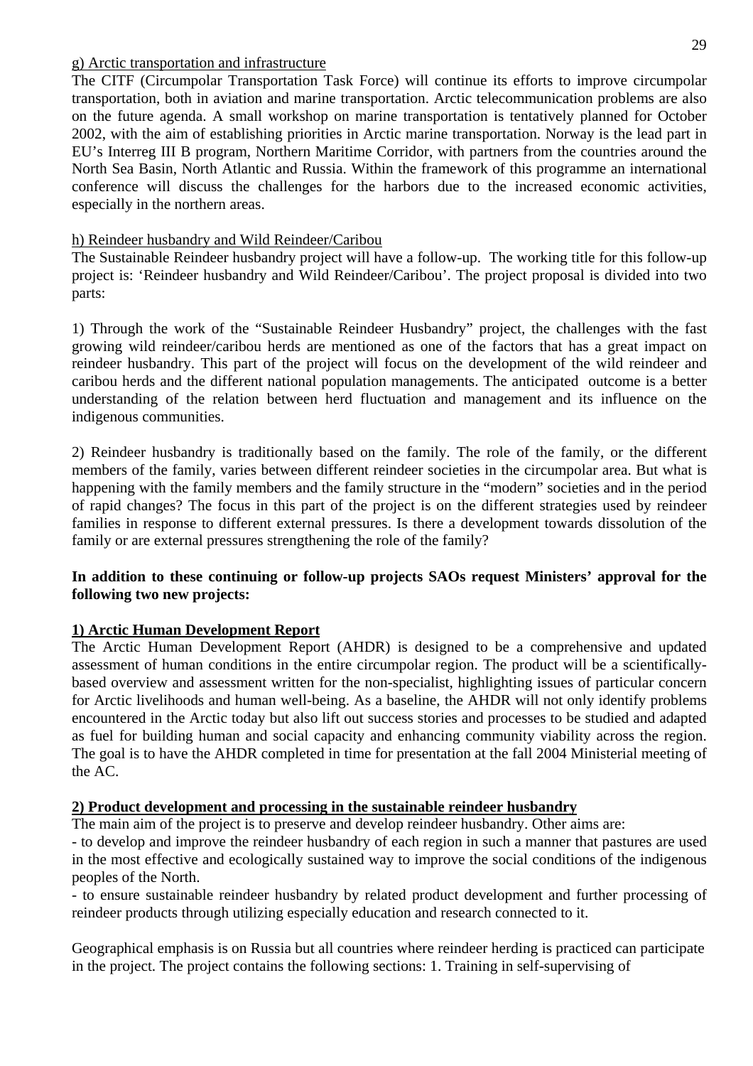g) Arctic transportation and infrastructure

The CITF (Circumpolar Transportation Task Force) will continue its efforts to improve circumpolar transportation, both in aviation and marine transportation. Arctic telecommunication problems are also on the future agenda. A small workshop on marine transportation is tentatively planned for October 2002, with the aim of establishing priorities in Arctic marine transportation. Norway is the lead part in EU's Interreg III B program, Northern Maritime Corridor, with partners from the countries around the North Sea Basin, North Atlantic and Russia. Within the framework of this programme an international conference will discuss the challenges for the harbors due to the increased economic activities, especially in the northern areas.

h) Reindeer husbandry and Wild Reindeer/Caribou

The Sustainable Reindeer husbandry project will have a follow-up. The working title for this follow-up project is: 'Reindeer husbandry and Wild Reindeer/Caribou'. The project proposal is divided into two parts:

1) Through the work of the "Sustainable Reindeer Husbandry" project, the challenges with the fast growing wild reindeer/caribou herds are mentioned as one of the factors that has a great impact on reindeer husbandry. This part of the project will focus on the development of the wild reindeer and caribou herds and the different national population managements. The anticipated outcome is a better understanding of the relation between herd fluctuation and management and its influence on the indigenous communities.

2) Reindeer husbandry is traditionally based on the family. The role of the family, or the different members of the family, varies between different reindeer societies in the circumpolar area. But what is happening with the family members and the family structure in the "modern" societies and in the period of rapid changes? The focus in this part of the project is on the different strategies used by reindeer families in response to different external pressures. Is there a development towards dissolution of the family or are external pressures strengthening the role of the family?

**In addition to these continuing or follow-up projects SAOs request Ministers' approval for the following two new projects:**

**1) Arctic Human Development Report**

The Arctic Human Development Report (AHDR) is designed to be a comprehensive and updated assessment of human conditions in the entire circumpolar region. The product will be a scientifically-based overview and assessment written for the non-specialist, highlighting issues of particular concern for Arctic livelihoods and human well-being. As a baseline, the AHDR will not only identify problems encountered in the Arctic today but also lift out success stories and processes to be studied and adapted as fuel for building human and social capacity and enhancing community viability across the region. The goal is to have the AHDR completed in time for presentation at the fall 2004 Ministerial meeting of the AC.

**2) Product development and processing in the sustainable reindeer husbandry**

The main aim of the project is to preserve and develop reindeer husbandry. Other aims are:

- to develop and improve the reindeer husbandry of each region in such a manner that pastures are used in the most effective and ecologically sustained way to improve the social conditions of the indigenous peoples of the North.
- to ensure sustainable reindeer husbandry by related product development and further processing of reindeer products through utilizing especially education and research connected to it.

Geographical emphasis is on Russia but all countries where reindeer herding is practiced can participate in the project. The project contains the following sections: 1. Training in self-supervising of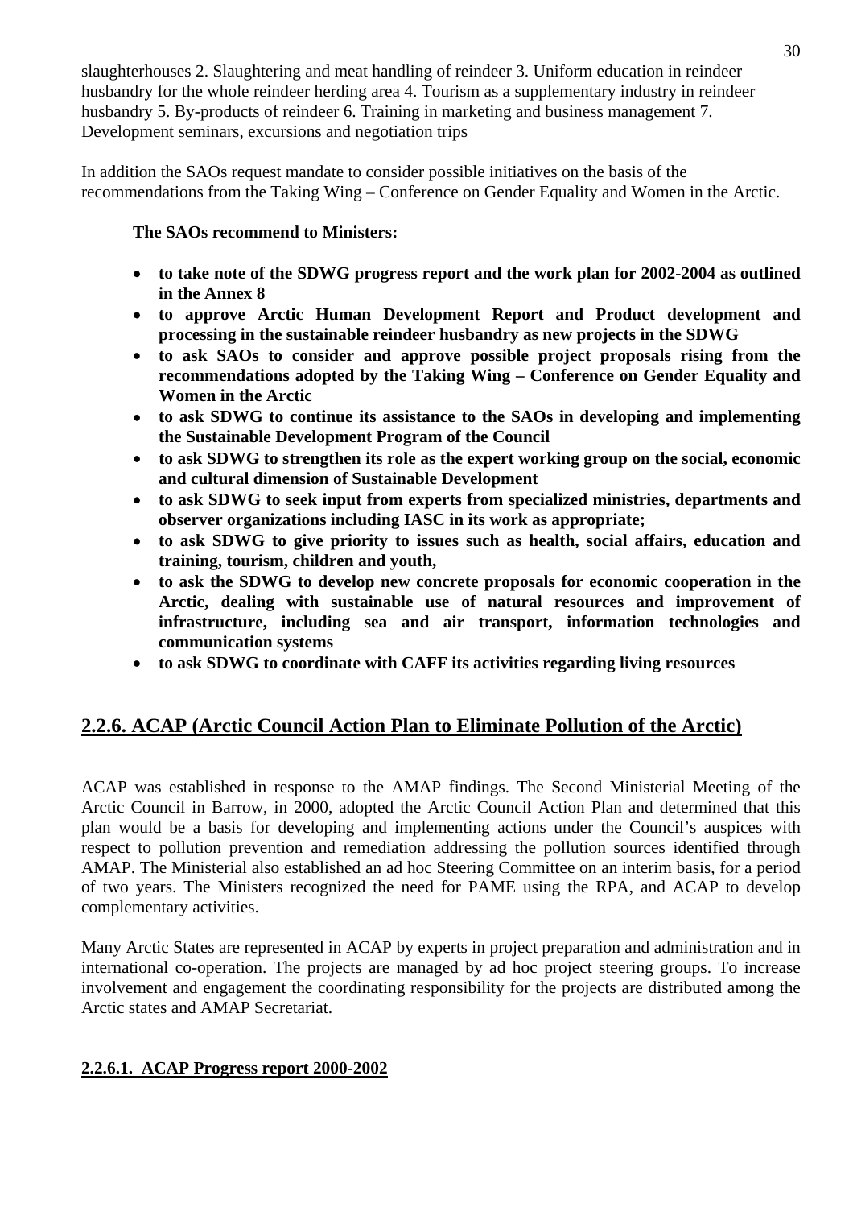slaughterhouses 2. Slaughtering and meat handling of reindeer 3. Uniform education in reindeer husbandry for the whole reindeer herding area 4. Tourism as a supplementary industry in reindeer husbandry 5. By-products of reindeer 6. Training in marketing and business management 7. Development seminars, excursions and negotiation trips

In addition the SAOs request mandate to consider possible initiatives on the basis of the recommendations from the Taking Wing – Conference on Gender Equality and Women in the Arctic.

**The SAOs recommend to Ministers:**

- **to take note of the SDWG progress report and the work plan for 2002-2004 as outlined in the Annex 8**
- **to approve Arctic Human Development Report and Product development and processing in the sustainable reindeer husbandry as new projects in the SDWG**
- **to ask SAOs to consider and approve possible project proposals rising from the recommendations adopted by the Taking Wing – Conference on Gender Equality and Women in the Arctic**
- **to ask SDWG to continue its assistance to the SAOs in developing and implementing the Sustainable Development Program of the Council**
- **to ask SDWG to strengthen its role as the expert working group on the social, economic and cultural dimension of Sustainable Development**
- **to ask SDWG to seek input from experts from specialized ministries, departments and observer organizations including IASC in its work as appropriate;**
- **to ask SDWG to give priority to issues such as health, social affairs, education and training, tourism, children and youth,**
- **to ask the SDWG to develop new concrete proposals for economic cooperation in the Arctic, dealing with sustainable use of natural resources and improvement of infrastructure, including sea and air transport, information technologies and communication systems**
- **to ask SDWG to coordinate with CAFF its activities regarding living resources**

## 2.2.6. ACAP (Arctic Council Action Plan to Eliminate Pollution of the Arctic)

ACAP was established in response to the AMAP findings. The Second Ministerial Meeting of the Arctic Council in Barrow, in 2000, adopted the Arctic Council Action Plan and determined that this plan would be a basis for developing and implementing actions under the Council's auspices with respect to pollution prevention and remediation addressing the pollution sources identified through AMAP. The Ministerial also established an ad hoc Steering Committee on an interim basis, for a period of two years. The Ministers recognized the need for PAME using the RPA, and ACAP to develop complementary activities.

Many Arctic States are represented in ACAP by experts in project preparation and administration and in international co-operation. The projects are managed by ad hoc project steering groups. To increase involvement and engagement the coordinating responsibility for the projects are distributed among the Arctic states and AMAP Secretariat.

### 2.2.6.1. ACAP Progress report 2000-2002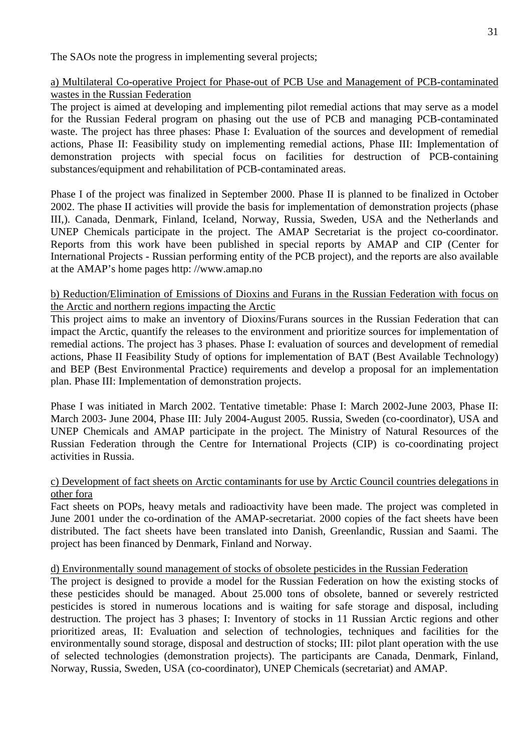The SAOs note the progress in implementing several projects;

a) Multilateral Co-operative Project for Phase-out of PCB Use and Management of PCB-contaminated wastes in the Russian Federation

The project is aimed at developing and implementing pilot remedial actions that may serve as a model for the Russian Federal program on phasing out the use of PCB and managing PCB-contaminated waste. The project has three phases: Phase I: Evaluation of the sources and development of remedial actions, Phase II: Feasibility study on implementing remedial actions, Phase III: Implementation of demonstration projects with special focus on facilities for destruction of PCB-containing substances/equipment and rehabilitation of PCB-contaminated areas.

Phase I of the project was finalized in September 2000. Phase II is planned to be finalized in October 2002. The phase II activities will provide the basis for implementation of demonstration projects (phase III,). Canada, Denmark, Finland, Iceland, Norway, Russia, Sweden, USA and the Netherlands and UNEP Chemicals participate in the project. The AMAP Secretariat is the project co-coordinator. Reports from this work have been published in special reports by AMAP and CIP (Center for International Projects - Russian performing entity of the PCB project), and the reports are also available at the AMAP's home pages http: //www.amap.no

b) Reduction/Elimination of Emissions of Dioxins and Furans in the Russian Federation with focus on the Arctic and northern regions impacting the Arctic

This project aims to make an inventory of Dioxins/Furans sources in the Russian Federation that can impact the Arctic, quantify the releases to the environment and prioritize sources for implementation of remedial actions. The project has 3 phases. Phase I: evaluation of sources and development of remedial actions, Phase II Feasibility Study of options for implementation of BAT (Best Available Technology) and BEP (Best Environmental Practice) requirements and develop a proposal for an implementation plan. Phase III: Implementation of demonstration projects.

Phase I was initiated in March 2002. Tentative timetable: Phase I: March 2002-June 2003, Phase II: March 2003- June 2004, Phase III: July 2004-August 2005. Russia, Sweden (co-coordinator), USA and UNEP Chemicals and AMAP participate in the project. The Ministry of Natural Resources of the Russian Federation through the Centre for International Projects (CIP) is co-coordinating project activities in Russia.

c) Development of fact sheets on Arctic contaminants for use by Arctic Council countries delegations in other fora

Fact sheets on POPs, heavy metals and radioactivity have been made. The project was completed in June 2001 under the co-ordination of the AMAP-secretariat. 2000 copies of the fact sheets have been distributed. The fact sheets have been translated into Danish, Greenlandic, Russian and Saami. The project has been financed by Denmark, Finland and Norway.

d) Environmentally sound management of stocks of obsolete pesticides in the Russian Federation

The project is designed to provide a model for the Russian Federation on how the existing stocks of these pesticides should be managed. About 25.000 tons of obsolete, banned or severely restricted pesticides is stored in numerous locations and is waiting for safe storage and disposal, including destruction. The project has 3 phases; I: Inventory of stocks in 11 Russian Arctic regions and other prioritized areas, II: Evaluation and selection of technologies, techniques and facilities for the environmentally sound storage, disposal and destruction of stocks; III: pilot plant operation with the use of selected technologies (demonstration projects). The participants are Canada, Denmark, Finland, Norway, Russia, Sweden, USA (co-coordinator), UNEP Chemicals (secretariat) and AMAP.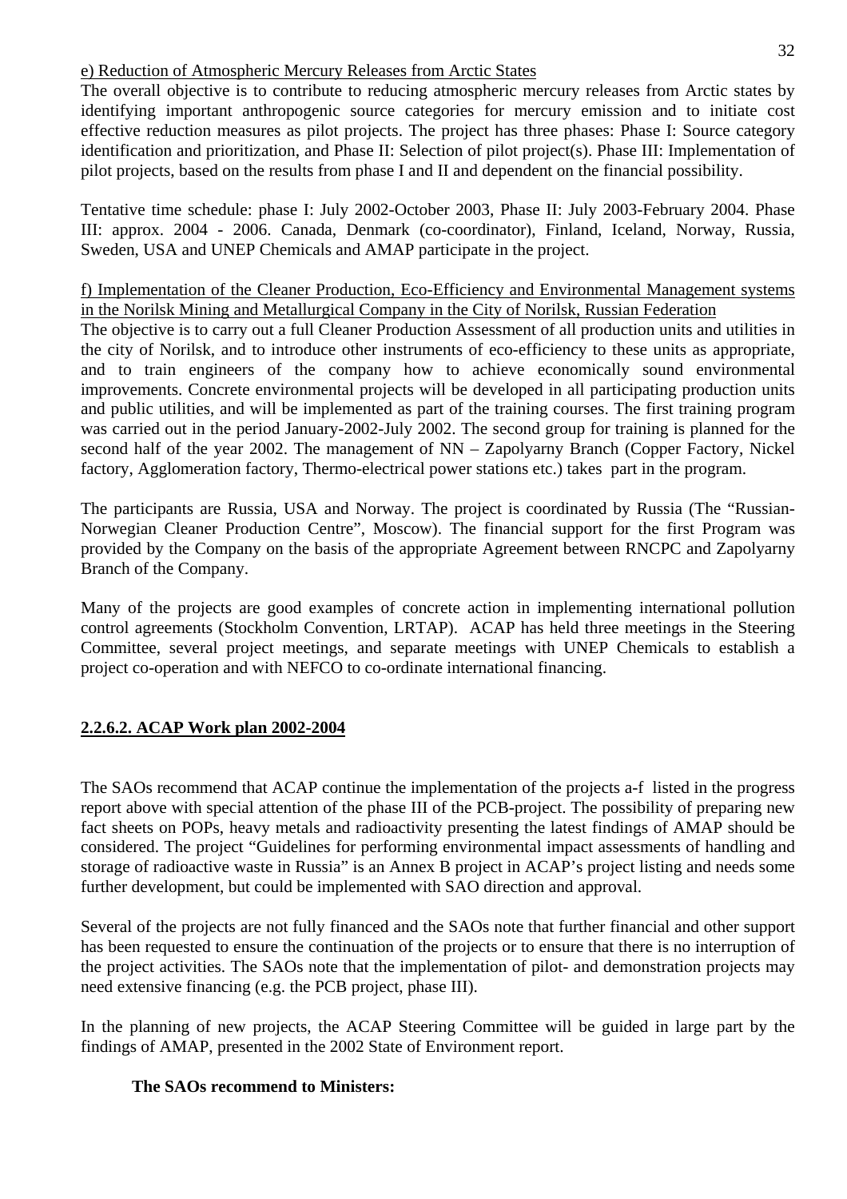e) Reduction of Atmospheric Mercury Releases from Arctic States

The overall objective is to contribute to reducing atmospheric mercury releases from Arctic states by identifying important anthropogenic source categories for mercury emission and to initiate cost effective reduction measures as pilot projects. The project has three phases: Phase I: Source category identification and prioritization, and Phase II: Selection of pilot project(s). Phase III: Implementation of pilot projects, based on the results from phase I and II and dependent on the financial possibility.

Tentative time schedule: phase I: July 2002-October 2003, Phase II: July 2003-February 2004. Phase III: approx. 2004 - 2006. Canada, Denmark (co-coordinator), Finland, Iceland, Norway, Russia, Sweden, USA and UNEP Chemicals and AMAP participate in the project.

f) Implementation of the Cleaner Production, Eco-Efficiency and Environmental Management systems in the Norilsk Mining and Metallurgical Company in the City of Norilsk, Russian Federation

The objective is to carry out a full Cleaner Production Assessment of all production units and utilities in the city of Norilsk, and to introduce other instruments of eco-efficiency to these units as appropriate, and to train engineers of the company how to achieve economically sound environmental improvements. Concrete environmental projects will be developed in all participating production units and public utilities, and will be implemented as part of the training courses. The first training program was carried out in the period January-2002-July 2002. The second group for training is planned for the second half of the year 2002. The management of NN – Zapolyarny Branch (Copper Factory, Nickel factory, Agglomeration factory, Thermo-electrical power stations etc.) takes part in the program.

The participants are Russia, USA and Norway. The project is coordinated by Russia (The "Russian-Norwegian Cleaner Production Centre", Moscow). The financial support for the first Program was provided by the Company on the basis of the appropriate Agreement between RNCPC and Zapolyarny Branch of the Company.

Many of the projects are good examples of concrete action in implementing international pollution control agreements (Stockholm Convention, LRTAP). ACAP has held three meetings in the Steering Committee, several project meetings, and separate meetings with UNEP Chemicals to establish a project co-operation and with NEFCO to co-ordinate international financing.

### 2.2.6.2. ACAP Work plan 2002-2004

The SAOs recommend that ACAP continue the implementation of the projects a-f listed in the progress report above with special attention of the phase III of the PCB-project. The possibility of preparing new fact sheets on POPs, heavy metals and radioactivity presenting the latest findings of AMAP should be considered. The project "Guidelines for performing environmental impact assessments of handling and storage of radioactive waste in Russia" is an Annex B project in ACAP's project listing and needs some further development, but could be implemented with SAO direction and approval.

Several of the projects are not fully financed and the SAOs note that further financial and other support has been requested to ensure the continuation of the projects or to ensure that there is no interruption of the project activities. The SAOs note that the implementation of pilot- and demonstration projects may need extensive financing (e.g. the PCB project, phase III).

In the planning of new projects, the ACAP Steering Committee will be guided in large part by the findings of AMAP, presented in the 2002 State of Environment report.

**The SAOs recommend to Ministers:**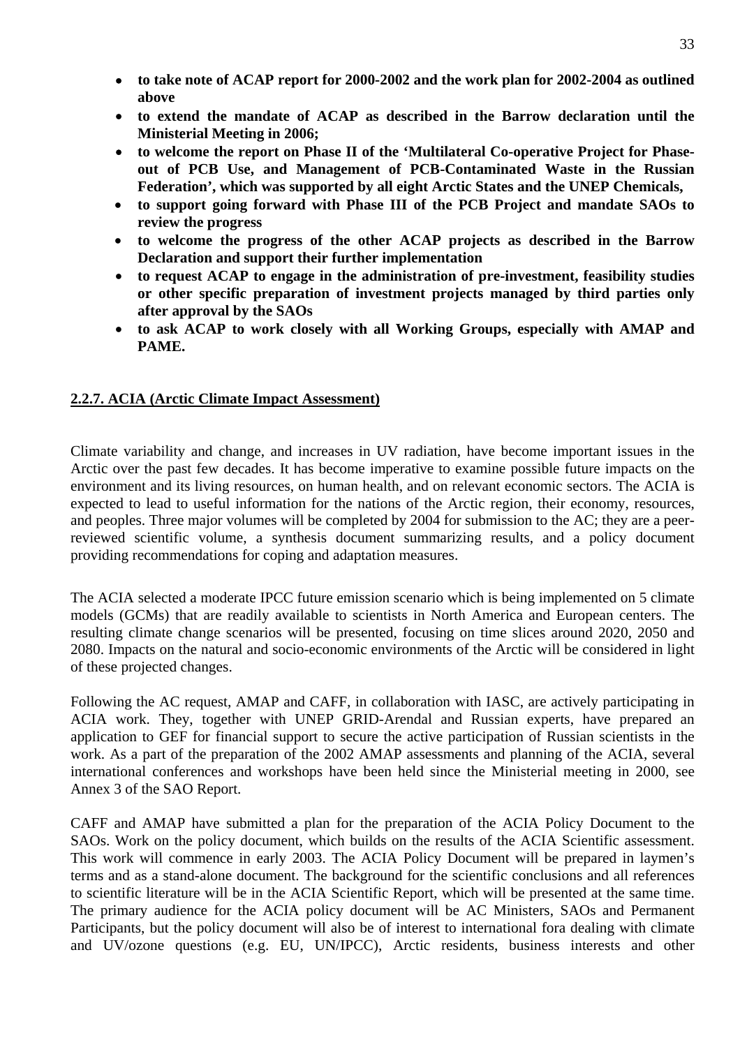- **to take note of ACAP report for 2000-2002 and the work plan for 2002-2004 as outlined above**
- **to extend the mandate of ACAP as described in the Barrow declaration until the Ministerial Meeting in 2006;**
- **to welcome the report on Phase II of the 'Multilateral Co-operative Project for Phase-out of PCB Use, and Management of PCB-Contaminated Waste in the Russian Federation', which was supported by all eight Arctic States and the UNEP Chemicals,**
- **to support going forward with Phase III of the PCB Project and mandate SAOs to review the progress**
- **to welcome the progress of the other ACAP projects as described in the Barrow Declaration and support their further implementation**
- **to request ACAP to engage in the administration of pre-investment, feasibility studies or other specific preparation of investment projects managed by third parties only after approval by the SAOs**
- **to ask ACAP to work closely with all Working Groups, especially with AMAP and PAME.**

### 2.2.7. ACIA (Arctic Climate Impact Assessment)

Climate variability and change, and increases in UV radiation, have become important issues in the Arctic over the past few decades. It has become imperative to examine possible future impacts on the environment and its living resources, on human health, and on relevant economic sectors. The ACIA is expected to lead to useful information for the nations of the Arctic region, their economy, resources, and peoples. Three major volumes will be completed by 2004 for submission to the AC; they are a peer-reviewed scientific volume, a synthesis document summarizing results, and a policy document providing recommendations for coping and adaptation measures.

The ACIA selected a moderate IPCC future emission scenario which is being implemented on 5 climate models (GCMs) that are readily available to scientists in North America and European centers. The resulting climate change scenarios will be presented, focusing on time slices around 2020, 2050 and 2080. Impacts on the natural and socio-economic environments of the Arctic will be considered in light of these projected changes.

Following the AC request, AMAP and CAFF, in collaboration with IASC, are actively participating in ACIA work. They, together with UNEP GRID-Arendal and Russian experts, have prepared an application to GEF for financial support to secure the active participation of Russian scientists in the work. As a part of the preparation of the 2002 AMAP assessments and planning of the ACIA, several international conferences and workshops have been held since the Ministerial meeting in 2000, see Annex 3 of the SAO Report.

CAFF and AMAP have submitted a plan for the preparation of the ACIA Policy Document to the SAOs. Work on the policy document, which builds on the results of the ACIA Scientific assessment. This work will commence in early 2003. The ACIA Policy Document will be prepared in laymen's terms and as a stand-alone document. The background for the scientific conclusions and all references to scientific literature will be in the ACIA Scientific Report, which will be presented at the same time. The primary audience for the ACIA policy document will be AC Ministers, SAOs and Permanent Participants, but the policy document will also be of interest to international fora dealing with climate and UV/ozone questions (e.g. EU, UN/IPCC), Arctic residents, business interests and other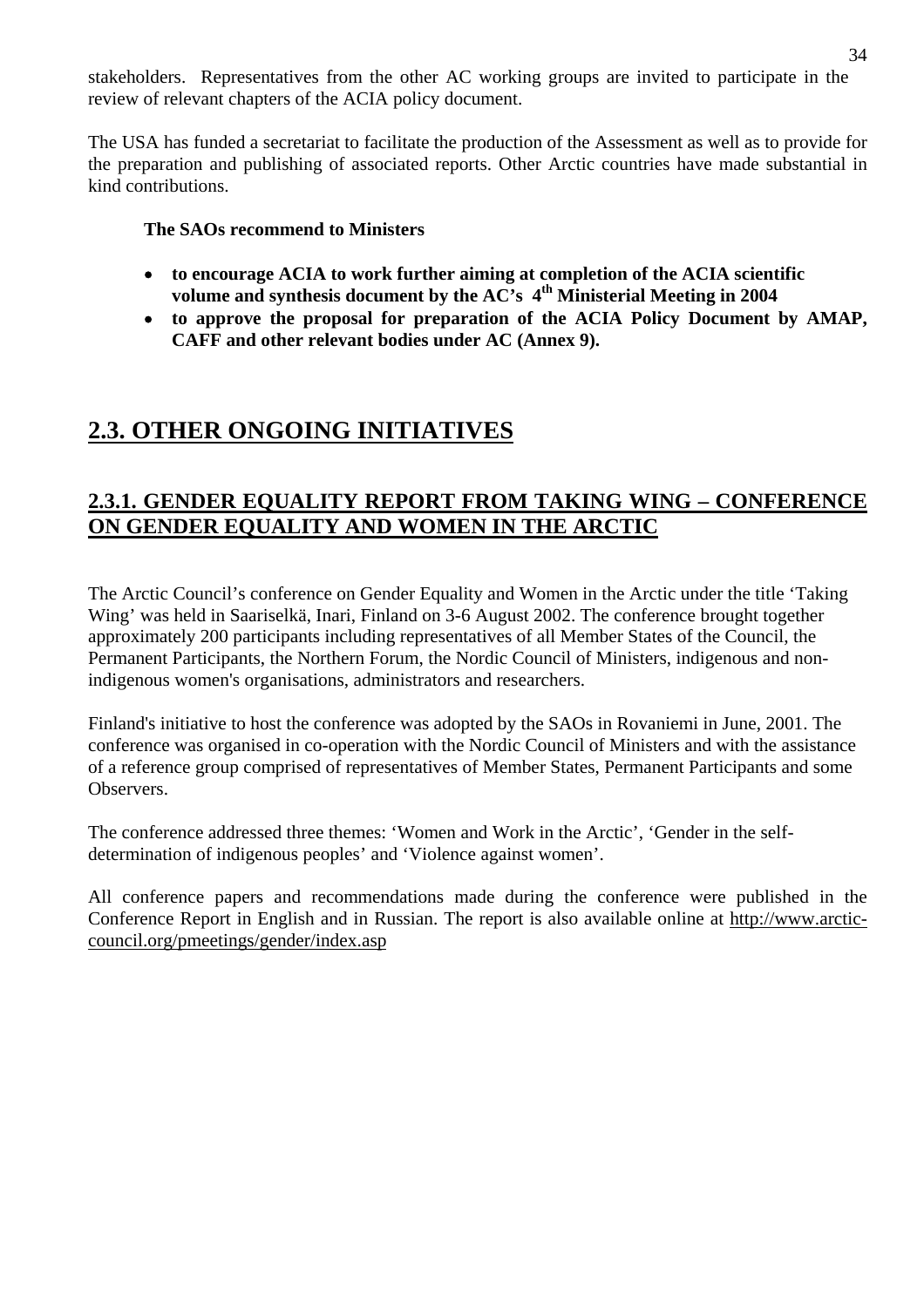stakeholders. Representatives from the other AC working groups are invited to participate in the review of relevant chapters of the ACIA policy document.

The USA has funded a secretariat to facilitate the production of the Assessment as well as to provide for the preparation and publishing of associated reports. Other Arctic countries have made substantial in kind contributions.

**The SAOs recommend to Ministers**

- **to encourage ACIA to work further aiming at completion of the ACIA scientific volume and synthesis document by the AC's 4th Ministerial Meeting in 2004**
- **to approve the proposal for preparation of the ACIA Policy Document by AMAP, CAFF and other relevant bodies under AC (Annex 9).**

## 2.3. OTHER ONGOING INITIATIVES

### 2.3.1. GENDER EQUALITY REPORT FROM TAKING WING – CONFERENCE ON GENDER EQUALITY AND WOMEN IN THE ARCTIC

The Arctic Council's conference on Gender Equality and Women in the Arctic under the title 'Taking Wing' was held in Saariselkä, Inari, Finland on 3-6 August 2002. The conference brought together approximately 200 participants including representatives of all Member States of the Council, the Permanent Participants, the Northern Forum, the Nordic Council of Ministers, indigenous and non-indigenous women's organisations, administrators and researchers.

Finland's initiative to host the conference was adopted by the SAOs in Rovaniemi in June, 2001. The conference was organised in co-operation with the Nordic Council of Ministers and with the assistance of a reference group comprised of representatives of Member States, Permanent Participants and some Observers.

The conference addressed three themes: 'Women and Work in the Arctic', 'Gender in the self-determination of indigenous peoples' and 'Violence against women'.

All conference papers and recommendations made during the conference were published in the Conference Report in English and in Russian. The report is also available online at http://www.arctic-council.org/pmeetings/gender/index.asp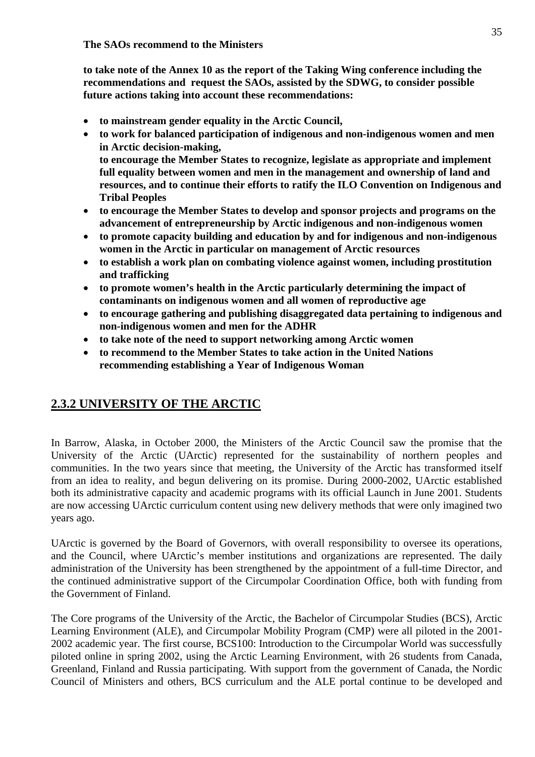**The SAOs recommend to the Ministers**

**to take note of the Annex 10 as the report of the Taking Wing conference including the recommendations and request the SAOs, assisted by the SDWG, to consider possible future actions taking into account these recommendations:**

- **to mainstream gender equality in the Arctic Council,**
- **to work for balanced participation of indigenous and non-indigenous women and men in Arctic decision-making,**
  **to encourage the Member States to recognize, legislate as appropriate and implement full equality between women and men in the management and ownership of land and resources, and to continue their efforts to ratify the ILO Convention on Indigenous and Tribal Peoples**
- **to encourage the Member States to develop and sponsor projects and programs on the advancement of entrepreneurship by Arctic indigenous and non-indigenous women**
- **to promote capacity building and education by and for indigenous and non-indigenous women in the Arctic in particular on management of Arctic resources**
- **to establish a work plan on combating violence against women, including prostitution and trafficking**
- **to promote women's health in the Arctic particularly determining the impact of contaminants on indigenous women and all women of reproductive age**
- **to encourage gathering and publishing disaggregated data pertaining to indigenous and non-indigenous women and men for the ADHR**
- **to take note of the need to support networking among Arctic women**
- **to recommend to the Member States to take action in the United Nations recommending establishing a Year of Indigenous Woman**

## 2.3.2 UNIVERSITY OF THE ARCTIC

In Barrow, Alaska, in October 2000, the Ministers of the Arctic Council saw the promise that the University of the Arctic (UArctic) represented for the sustainability of northern peoples and communities. In the two years since that meeting, the University of the Arctic has transformed itself from an idea to reality, and begun delivering on its promise. During 2000-2002, UArctic established both its administrative capacity and academic programs with its official Launch in June 2001. Students are now accessing UArctic curriculum content using new delivery methods that were only imagined two years ago.

UArctic is governed by the Board of Governors, with overall responsibility to oversee its operations, and the Council, where UArctic's member institutions and organizations are represented. The daily administration of the University has been strengthened by the appointment of a full-time Director, and the continued administrative support of the Circumpolar Coordination Office, both with funding from the Government of Finland.

The Core programs of the University of the Arctic, the Bachelor of Circumpolar Studies (BCS), Arctic Learning Environment (ALE), and Circumpolar Mobility Program (CMP) were all piloted in the 2001-2002 academic year. The first course, BCS100: Introduction to the Circumpolar World was successfully piloted online in spring 2002, using the Arctic Learning Environment, with 26 students from Canada, Greenland, Finland and Russia participating. With support from the government of Canada, the Nordic Council of Ministers and others, BCS curriculum and the ALE portal continue to be developed and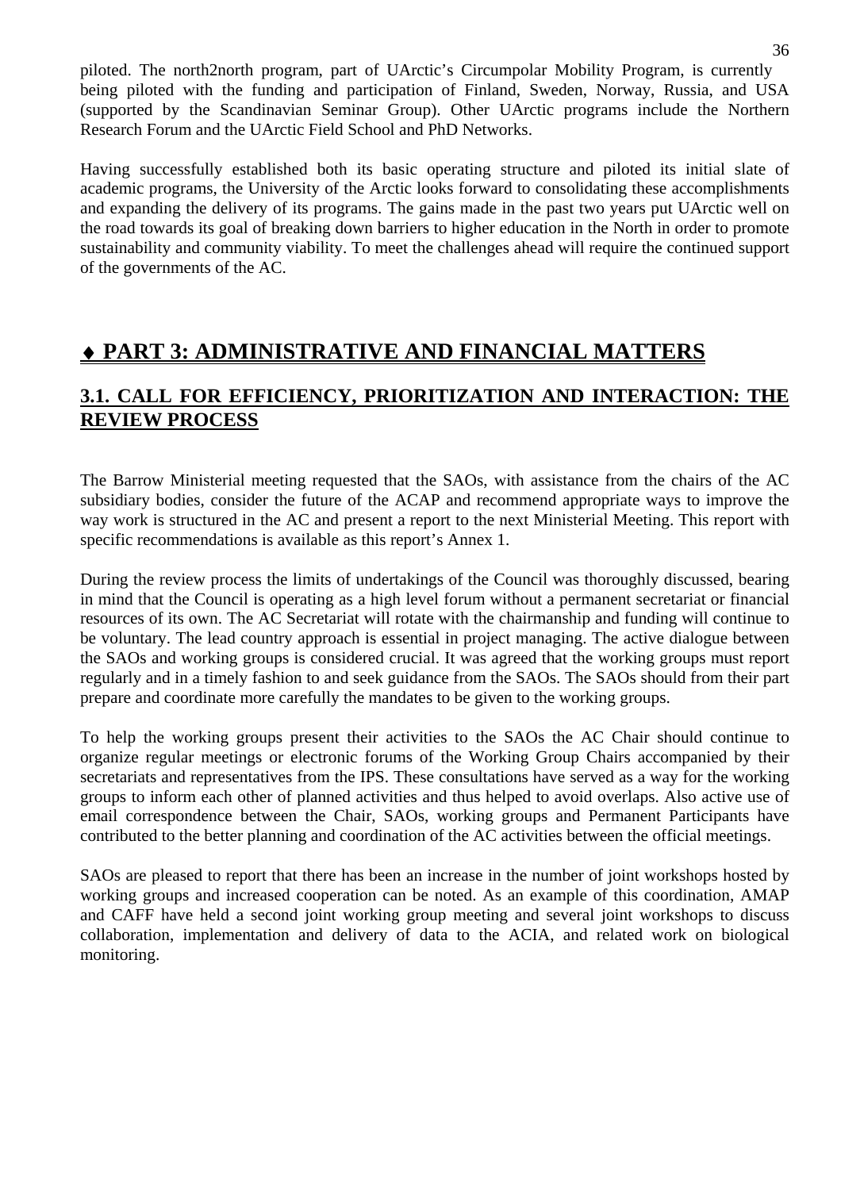piloted. The north2north program, part of UArctic's Circumpolar Mobility Program, is currently being piloted with the funding and participation of Finland, Sweden, Norway, Russia, and USA (supported by the Scandinavian Seminar Group). Other UArctic programs include the Northern Research Forum and the UArctic Field School and PhD Networks.

Having successfully established both its basic operating structure and piloted its initial slate of academic programs, the University of the Arctic looks forward to consolidating these accomplishments and expanding the delivery of its programs. The gains made in the past two years put UArctic well on the road towards its goal of breaking down barriers to higher education in the North in order to promote sustainability and community viability. To meet the challenges ahead will require the continued support of the governments of the AC.

# ♦ PART 3: ADMINISTRATIVE AND FINANCIAL MATTERS

## 3.1. CALL FOR EFFICIENCY, PRIORITIZATION AND INTERACTION: THE REVIEW PROCESS

The Barrow Ministerial meeting requested that the SAOs, with assistance from the chairs of the AC subsidiary bodies, consider the future of the ACAP and recommend appropriate ways to improve the way work is structured in the AC and present a report to the next Ministerial Meeting. This report with specific recommendations is available as this report's Annex 1.

During the review process the limits of undertakings of the Council was thoroughly discussed, bearing in mind that the Council is operating as a high level forum without a permanent secretariat or financial resources of its own. The AC Secretariat will rotate with the chairmanship and funding will continue to be voluntary. The lead country approach is essential in project managing. The active dialogue between the SAOs and working groups is considered crucial. It was agreed that the working groups must report regularly and in a timely fashion to and seek guidance from the SAOs. The SAOs should from their part prepare and coordinate more carefully the mandates to be given to the working groups.

To help the working groups present their activities to the SAOs the AC Chair should continue to organize regular meetings or electronic forums of the Working Group Chairs accompanied by their secretariats and representatives from the IPS. These consultations have served as a way for the working groups to inform each other of planned activities and thus helped to avoid overlaps. Also active use of email correspondence between the Chair, SAOs, working groups and Permanent Participants have contributed to the better planning and coordination of the AC activities between the official meetings.

SAOs are pleased to report that there has been an increase in the number of joint workshops hosted by working groups and increased cooperation can be noted. As an example of this coordination, AMAP and CAFF have held a second joint working group meeting and several joint workshops to discuss collaboration, implementation and delivery of data to the ACIA, and related work on biological monitoring.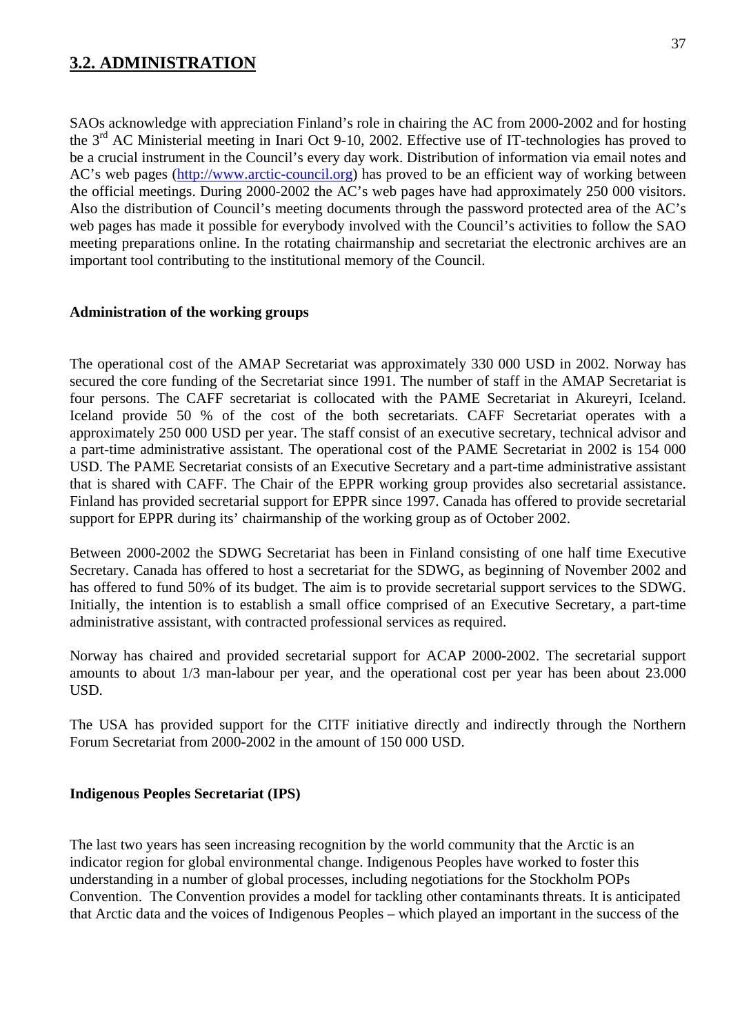## 3.2. ADMINISTRATION

SAOs acknowledge with appreciation Finland's role in chairing the AC from 2000-2002 and for hosting the 3rd AC Ministerial meeting in Inari Oct 9-10, 2002. Effective use of IT-technologies has proved to be a crucial instrument in the Council's every day work. Distribution of information via email notes and AC's web pages (http://www.arctic-council.org) has proved to be an efficient way of working between the official meetings. During 2000-2002 the AC's web pages have had approximately 250 000 visitors. Also the distribution of Council's meeting documents through the password protected area of the AC's web pages has made it possible for everybody involved with the Council's activities to follow the SAO meeting preparations online. In the rotating chairmanship and secretariat the electronic archives are an important tool contributing to the institutional memory of the Council.

**Administration of the working groups**

The operational cost of the AMAP Secretariat was approximately 330 000 USD in 2002. Norway has secured the core funding of the Secretariat since 1991. The number of staff in the AMAP Secretariat is four persons. The CAFF secretariat is collocated with the PAME Secretariat in Akureyri, Iceland. Iceland provide 50 % of the cost of the both secretariats. CAFF Secretariat operates with a approximately 250 000 USD per year. The staff consist of an executive secretary, technical advisor and a part-time administrative assistant. The operational cost of the PAME Secretariat in 2002 is 154 000 USD. The PAME Secretariat consists of an Executive Secretary and a part-time administrative assistant that is shared with CAFF. The Chair of the EPPR working group provides also secretarial assistance. Finland has provided secretarial support for EPPR since 1997. Canada has offered to provide secretarial support for EPPR during its' chairmanship of the working group as of October 2002.

Between 2000-2002 the SDWG Secretariat has been in Finland consisting of one half time Executive Secretary. Canada has offered to host a secretariat for the SDWG, as beginning of November 2002 and has offered to fund 50% of its budget. The aim is to provide secretarial support services to the SDWG. Initially, the intention is to establish a small office comprised of an Executive Secretary, a part-time administrative assistant, with contracted professional services as required.

Norway has chaired and provided secretarial support for ACAP 2000-2002. The secretarial support amounts to about 1/3 man-labour per year, and the operational cost per year has been about 23.000 USD.

The USA has provided support for the CITF initiative directly and indirectly through the Northern Forum Secretariat from 2000-2002 in the amount of 150 000 USD.

**Indigenous Peoples Secretariat (IPS)**

The last two years has seen increasing recognition by the world community that the Arctic is an indicator region for global environmental change. Indigenous Peoples have worked to foster this understanding in a number of global processes, including negotiations for the Stockholm POPs Convention. The Convention provides a model for tackling other contaminants threats. It is anticipated that Arctic data and the voices of Indigenous Peoples – which played an important in the success of the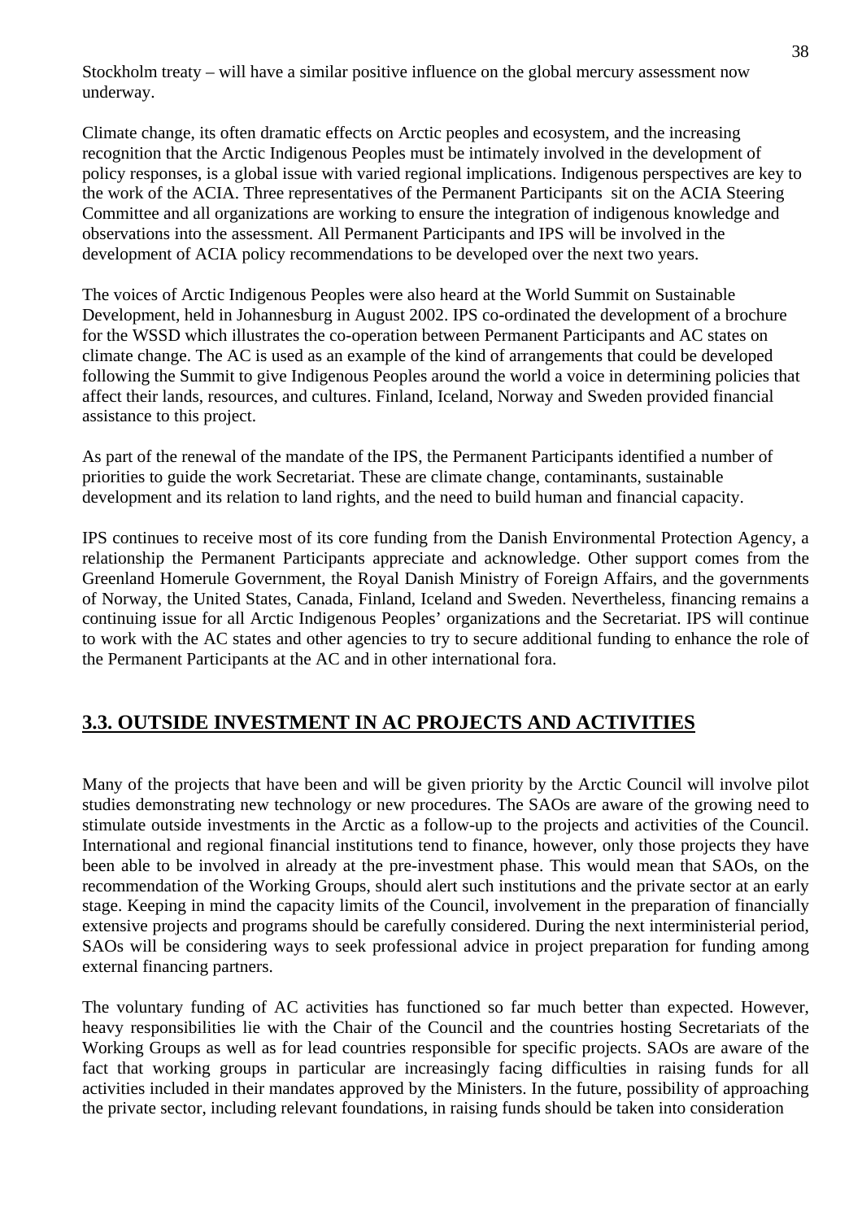Stockholm treaty – will have a similar positive influence on the global mercury assessment now underway.

Climate change, its often dramatic effects on Arctic peoples and ecosystem, and the increasing recognition that the Arctic Indigenous Peoples must be intimately involved in the development of policy responses, is a global issue with varied regional implications. Indigenous perspectives are key to the work of the ACIA. Three representatives of the Permanent Participants sit on the ACIA Steering Committee and all organizations are working to ensure the integration of indigenous knowledge and observations into the assessment. All Permanent Participants and IPS will be involved in the development of ACIA policy recommendations to be developed over the next two years.

The voices of Arctic Indigenous Peoples were also heard at the World Summit on Sustainable Development, held in Johannesburg in August 2002. IPS co-ordinated the development of a brochure for the WSSD which illustrates the co-operation between Permanent Participants and AC states on climate change. The AC is used as an example of the kind of arrangements that could be developed following the Summit to give Indigenous Peoples around the world a voice in determining policies that affect their lands, resources, and cultures. Finland, Iceland, Norway and Sweden provided financial assistance to this project.

As part of the renewal of the mandate of the IPS, the Permanent Participants identified a number of priorities to guide the work Secretariat. These are climate change, contaminants, sustainable development and its relation to land rights, and the need to build human and financial capacity.

IPS continues to receive most of its core funding from the Danish Environmental Protection Agency, a relationship the Permanent Participants appreciate and acknowledge. Other support comes from the Greenland Homerule Government, the Royal Danish Ministry of Foreign Affairs, and the governments of Norway, the United States, Canada, Finland, Iceland and Sweden. Nevertheless, financing remains a continuing issue for all Arctic Indigenous Peoples' organizations and the Secretariat. IPS will continue to work with the AC states and other agencies to try to secure additional funding to enhance the role of the Permanent Participants at the AC and in other international fora.

## 3.3. OUTSIDE INVESTMENT IN AC PROJECTS AND ACTIVITIES

Many of the projects that have been and will be given priority by the Arctic Council will involve pilot studies demonstrating new technology or new procedures. The SAOs are aware of the growing need to stimulate outside investments in the Arctic as a follow-up to the projects and activities of the Council. International and regional financial institutions tend to finance, however, only those projects they have been able to be involved in already at the pre-investment phase. This would mean that SAOs, on the recommendation of the Working Groups, should alert such institutions and the private sector at an early stage. Keeping in mind the capacity limits of the Council, involvement in the preparation of financially extensive projects and programs should be carefully considered. During the next interministerial period, SAOs will be considering ways to seek professional advice in project preparation for funding among external financing partners.

The voluntary funding of AC activities has functioned so far much better than expected. However, heavy responsibilities lie with the Chair of the Council and the countries hosting Secretariats of the Working Groups as well as for lead countries responsible for specific projects. SAOs are aware of the fact that working groups in particular are increasingly facing difficulties in raising funds for all activities included in their mandates approved by the Ministers. In the future, possibility of approaching the private sector, including relevant foundations, in raising funds should be taken into consideration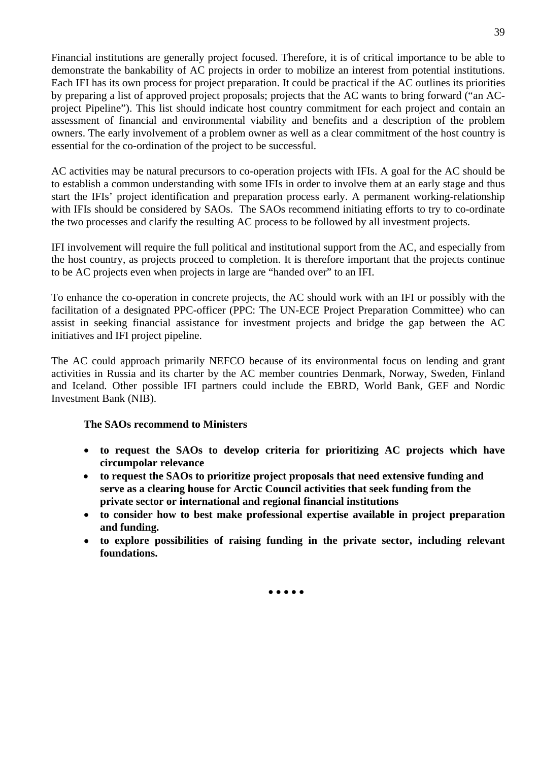Financial institutions are generally project focused. Therefore, it is of critical importance to be able to demonstrate the bankability of AC projects in order to mobilize an interest from potential institutions. Each IFI has its own process for project preparation. It could be practical if the AC outlines its priorities by preparing a list of approved project proposals; projects that the AC wants to bring forward ("an AC-project Pipeline"). This list should indicate host country commitment for each project and contain an assessment of financial and environmental viability and benefits and a description of the problem owners. The early involvement of a problem owner as well as a clear commitment of the host country is essential for the co-ordination of the project to be successful.

AC activities may be natural precursors to co-operation projects with IFIs. A goal for the AC should be to establish a common understanding with some IFIs in order to involve them at an early stage and thus start the IFIs' project identification and preparation process early. A permanent working-relationship with IFIs should be considered by SAOs. The SAOs recommend initiating efforts to try to co-ordinate the two processes and clarify the resulting AC process to be followed by all investment projects.

IFI involvement will require the full political and institutional support from the AC, and especially from the host country, as projects proceed to completion. It is therefore important that the projects continue to be AC projects even when projects in large are "handed over" to an IFI.

To enhance the co-operation in concrete projects, the AC should work with an IFI or possibly with the facilitation of a designated PPC-officer (PPC: The UN-ECE Project Preparation Committee) who can assist in seeking financial assistance for investment projects and bridge the gap between the AC initiatives and IFI project pipeline.

The AC could approach primarily NEFCO because of its environmental focus on lending and grant activities in Russia and its charter by the AC member countries Denmark, Norway, Sweden, Finland and Iceland. Other possible IFI partners could include the EBRD, World Bank, GEF and Nordic Investment Bank (NIB).

**The SAOs recommend to Ministers**

- **to request the SAOs to develop criteria for prioritizing AC projects which have circumpolar relevance**
- **to request the SAOs to prioritize project proposals that need extensive funding and serve as a clearing house for Arctic Council activities that seek funding from the private sector or international and regional financial institutions**
- **to consider how to best make professional expertise available in project preparation and funding.**
- **to explore possibilities of raising funding in the private sector, including relevant foundations.**

• • • • •